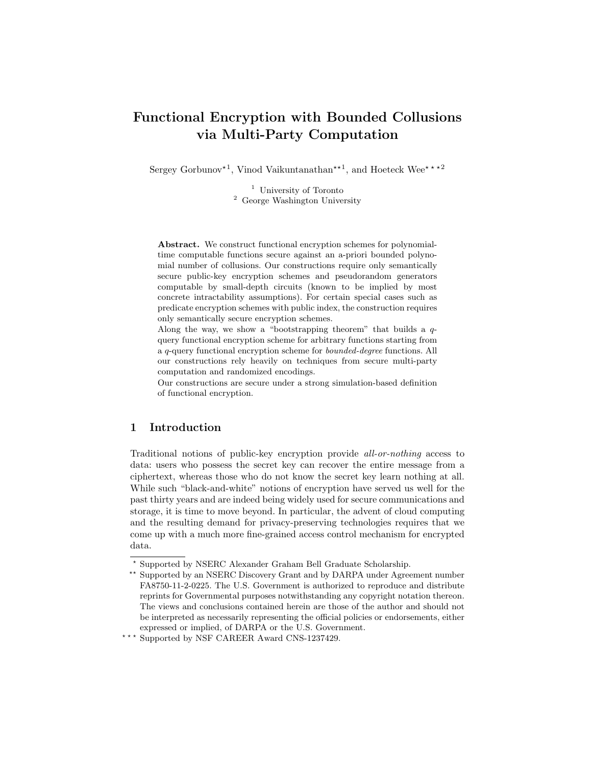# Functional Encryption with Bounded Collusions via Multi-Party Computation

Sergey Gorbunov[⋆1], Vinod Vaikuntanathan[⋆⋆1], and Hoeteck Wee[⋆⋆⋆2]

[1] University of Toronto
[2] George Washington University

**Abstract.** We construct functional encryption schemes for polynomial-time computable functions secure against an a-priori bounded polynomial number of collusions. Our constructions require only semantically secure public-key encryption schemes and pseudorandom generators computable by small-depth circuits (known to be implied by most concrete intractability assumptions). For certain special cases such as predicate encryption schemes with public index, the construction requires only semantically secure encryption schemes.

Along the way, we show a "bootstrapping theorem" that builds a $q$-query functional encryption scheme for arbitrary functions starting from a $q$-query functional encryption scheme for *bounded-degree* functions. All our constructions rely heavily on techniques from secure multi-party computation and randomized encodings.

Our constructions are secure under a strong simulation-based definition of functional encryption.

## 1 Introduction

Traditional notions of public-key encryption provide *all-or-nothing* access to data: users who possess the secret key can recover the entire message from a ciphertext, whereas those who do not know the secret key learn nothing at all. While such "black-and-white" notions of encryption have served us well for the past thirty years and are indeed being widely used for secure communications and storage, it is time to move beyond. In particular, the advent of cloud computing and the resulting demand for privacy-preserving technologies requires that we come up with a much more fine-grained access control mechanism for encrypted data.

[⋆] Supported by NSERC Alexander Graham Bell Graduate Scholarship.

[⋆⋆] Supported by an NSERC Discovery Grant and by DARPA under Agreement number FA8750-11-2-0225. The U.S. Government is authorized to reproduce and distribute reprints for Governmental purposes notwithstanding any copyright notation thereon. The views and conclusions contained herein are those of the author and should not be interpreted as necessarily representing the official policies or endorsements, either expressed or implied, of DARPA or the U.S. Government.

[⋆⋆⋆] Supported by NSF CAREER Award CNS-1237429.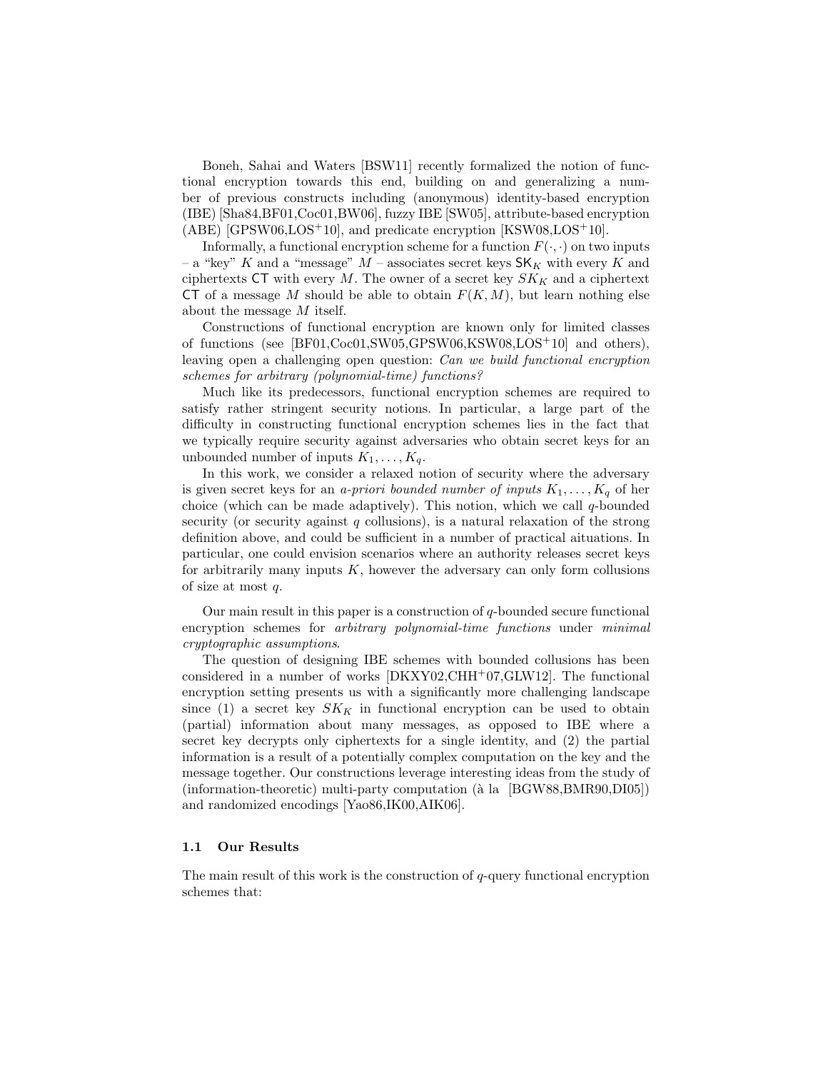Boneh, Sahai and Waters [BSW11] recently formalized the notion of functional encryption towards this end, building on and generalizing a number of previous constructs including (anonymous) identity-based encryption (IBE) [Sha84,BF01,Coc01,BW06], fuzzy IBE [SW05], attribute-based encryption (ABE) [GPSW06,LOS+10], and predicate encryption [KSW08,LOS+10].

Informally, a functional encryption scheme for a function $F(\cdot,\cdot)$ on two inputs – a "key" $K$ and a "message" $M$ – associates secret keys $\mathsf{SK}_K$ with every $K$ and ciphertexts $\mathsf{CT}$ with every $M$. The owner of a secret key $SK_K$ and a ciphertext $\mathsf{CT}$ of a message $M$ should be able to obtain $F(K,M)$, but learn nothing else about the message $M$ itself.

Constructions of functional encryption are known only for limited classes of functions (see [BF01,Coc01,SW05,GPSW06,KSW08,LOS+10] and others), leaving open a challenging open question: *Can we build functional encryption schemes for arbitrary (polynomial-time) functions?*

Much like its predecessors, functional encryption schemes are required to satisfy rather stringent security notions. In particular, a large part of the difficulty in constructing functional encryption schemes lies in the fact that we typically require security against adversaries who obtain secret keys for an unbounded number of inputs $K_1,\ldots,K_q$.

In this work, we consider a relaxed notion of security where the adversary is given secret keys for an *a-priori bounded number of inputs* $K_1,\ldots,K_q$ of her choice (which can be made adaptively). This notion, which we call $q$-bounded security (or security against $q$ collusions), is a natural relaxation of the strong definition above, and could be sufficient in a number of practical aituations. In particular, one could envision scenarios where an authority releases secret keys for arbitrarily many inputs $K$, however the adversary can only form collusions of size at most $q$.

Our main result in this paper is a construction of $q$-bounded secure functional encryption schemes for *arbitrary polynomial-time functions* under *minimal cryptographic assumptions*.

The question of designing IBE schemes with bounded collusions has been considered in a number of works [DKXY02,CHH+07,GLW12]. The functional encryption setting presents us with a significantly more challenging landscape since (1) a secret key $SK_K$ in functional encryption can be used to obtain (partial) information about many messages, as opposed to IBE where a secret key decrypts only ciphertexts for a single identity, and (2) the partial information is a result of a potentially complex computation on the key and the message together. Our constructions leverage interesting ideas from the study of (information-theoretic) multi-party computation (à la [BGW88,BMR90,DI05]) and randomized encodings [Yao86,IK00,AIK06].

### 1.1 Our Results

The main result of this work is the construction of $q$-query functional encryption schemes that: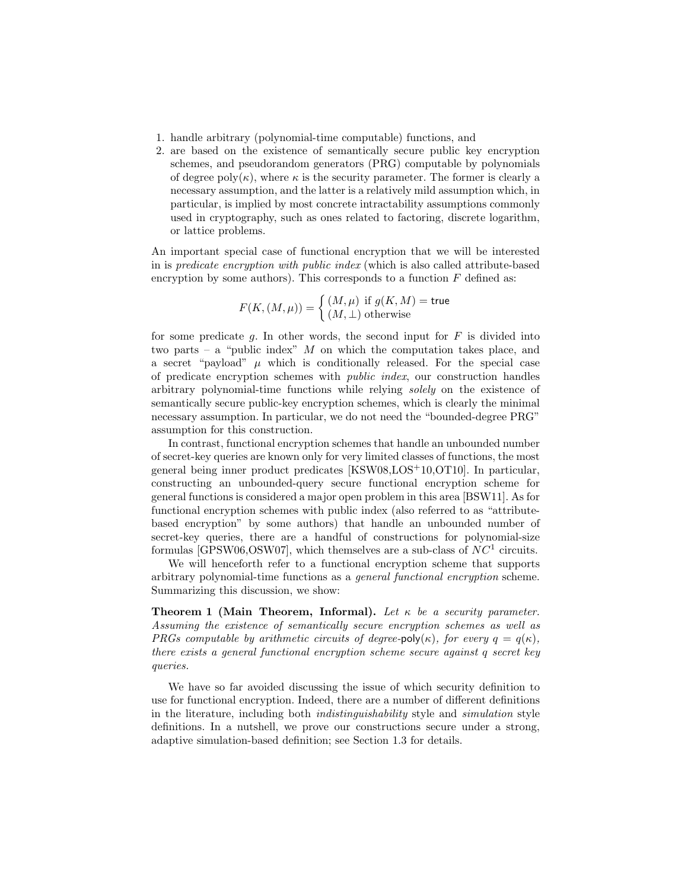1. handle arbitrary (polynomial-time computable) functions, and
2. are based on the existence of semantically secure public key encryption schemes, and pseudorandom generators (PRG) computable by polynomials of degree poly($\kappa$), where $\kappa$ is the security parameter. The former is clearly a necessary assumption, and the latter is a relatively mild assumption which, in particular, is implied by most concrete intractability assumptions commonly used in cryptography, such as ones related to factoring, discrete logarithm, or lattice problems.

An important special case of functional encryption that we will be interested in is *predicate encryption with public index* (which is also called attribute-based encryption by some authors). This corresponds to a function $F$ defined as:

$$F(K,(M,\mu)) = \begin{cases} (M,\mu) \text{ if } g(K,M) = \mathsf{true} \\ (M,\perp) \text{ otherwise} \end{cases}$$

for some predicate $g$. In other words, the second input for $F$ is divided into two parts – a "public index" $M$ on which the computation takes place, and a secret "payload" $\mu$ which is conditionally released. For the special case of predicate encryption schemes with *public index*, our construction handles arbitrary polynomial-time functions while relying *solely* on the existence of semantically secure public-key encryption schemes, which is clearly the minimal necessary assumption. In particular, we do not need the "bounded-degree PRG" assumption for this construction.

In contrast, functional encryption schemes that handle an unbounded number of secret-key queries are known only for very limited classes of functions, the most general being inner product predicates [KSW08,LOS+10,OT10]. In particular, constructing an unbounded-query secure functional encryption scheme for general functions is considered a major open problem in this area [BSW11]. As for functional encryption schemes with public index (also referred to as "attribute-based encryption" by some authors) that handle an unbounded number of secret-key queries, there are a handful of constructions for polynomial-size formulas [GPSW06,OSW07], which themselves are a sub-class of $NC^1$ circuits.

We will henceforth refer to a functional encryption scheme that supports arbitrary polynomial-time functions as a *general functional encryption* scheme. Summarizing this discussion, we show:

**Theorem 1 (Main Theorem, Informal).** *Let $\kappa$ be a security parameter. Assuming the existence of semantically secure encryption schemes as well as PRGs computable by arithmetic circuits of degree-$\mathsf{poly}(\kappa)$, for every $q = q(\kappa)$, there exists a general functional encryption scheme secure against $q$ secret key queries.*

We have so far avoided discussing the issue of which security definition to use for functional encryption. Indeed, there are a number of different definitions in the literature, including both *indistinguishability* style and *simulation* style definitions. In a nutshell, we prove our constructions secure under a strong, adaptive simulation-based definition; see Section 1.3 for details.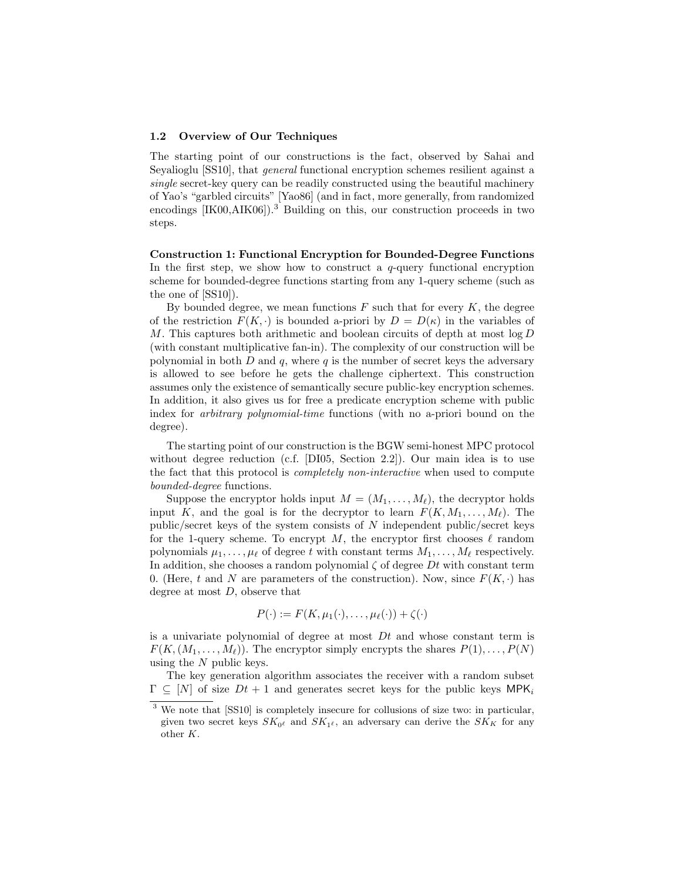### 1.2 Overview of Our Techniques

The starting point of our constructions is the fact, observed by Sahai and Seyalioglu [SS10], that *general* functional encryption schemes resilient against a *single* secret-key query can be readily constructed using the beautiful machinery of Yao's "garbled circuits" [Yao86] (and in fact, more generally, from randomized encodings [IK00,AIK06]).[3] Building on this, our construction proceeds in two steps.

**Construction 1: Functional Encryption for Bounded-Degree Functions** In the first step, we show how to construct a $q$-query functional encryption scheme for bounded-degree functions starting from any 1-query scheme (such as the one of [SS10]).

By bounded degree, we mean functions $F$ such that for every $K$, the degree of the restriction $F(K, \cdot)$ is bounded a-priori by $D = D(\kappa)$ in the variables of $M$. This captures both arithmetic and boolean circuits of depth at most $\log D$ (with constant multiplicative fan-in). The complexity of our construction will be polynomial in both $D$ and $q$, where $q$ is the number of secret keys the adversary is allowed to see before he gets the challenge ciphertext. This construction assumes only the existence of semantically secure public-key encryption schemes. In addition, it also gives us for free a predicate encryption scheme with public index for *arbitrary polynomial-time* functions (with no a-priori bound on the degree).

The starting point of our construction is the BGW semi-honest MPC protocol without degree reduction (c.f. [DI05, Section 2.2]). Our main idea is to use the fact that this protocol is *completely non-interactive* when used to compute *bounded-degree* functions.

Suppose the encryptor holds input $M = (M_1, \ldots, M_\ell)$, the decryptor holds input $K$, and the goal is for the decryptor to learn $F(K, M_1, \ldots, M_\ell)$. The public/secret keys of the system consists of $N$ independent public/secret keys for the 1-query scheme. To encrypt $M$, the encryptor first chooses $\ell$ random polynomials $\mu_1, \ldots, \mu_\ell$ of degree $t$ with constant terms $M_1, \ldots, M_\ell$ respectively. In addition, she chooses a random polynomial $\zeta$ of degree $Dt$ with constant term 0. (Here, $t$ and $N$ are parameters of the construction). Now, since $F(K, \cdot)$ has degree at most $D$, observe that

$$P(\cdot) := F(K, \mu_1(\cdot), \ldots, \mu_\ell(\cdot)) + \zeta(\cdot)$$

is a univariate polynomial of degree at most $Dt$ and whose constant term is $F(K, (M_1, \ldots, M_\ell))$. The encryptor simply encrypts the shares $P(1), \ldots, P(N)$ using the $N$ public keys.

The key generation algorithm associates the receiver with a random subset $\Gamma \subseteq [N]$ of size $Dt + 1$ and generates secret keys for the public keys $\mathsf{MPK}_i$

[3] We note that [SS10] is completely insecure for collusions of size two: in particular, given two secret keys $SK_{0^\ell}$ and $SK_{1^\ell}$, an adversary can derive the $SK_K$ for any other $K$.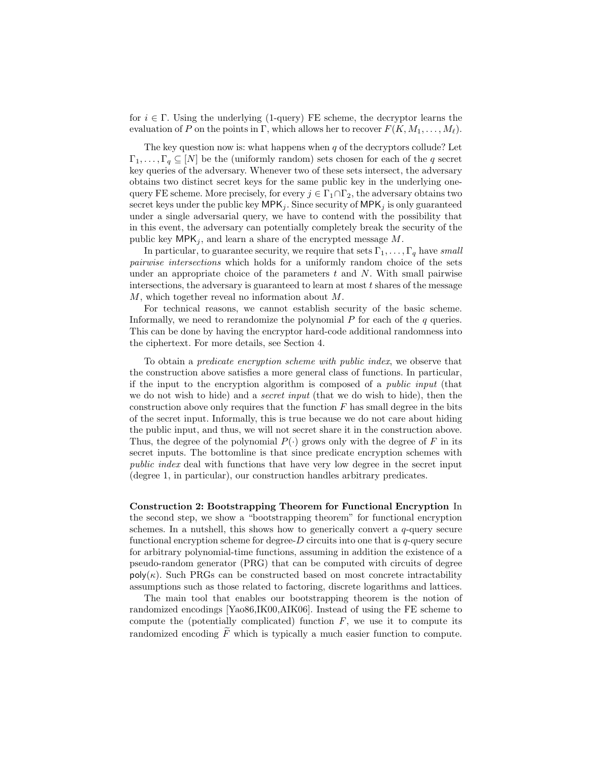for $i \in \Gamma$. Using the underlying (1-query) FE scheme, the decryptor learns the evaluation of $P$ on the points in $\Gamma$, which allows her to recover $F(K, M_1, \ldots, M_\ell)$.

The key question now is: what happens when $q$ of the decryptors collude? Let $\Gamma_1, \ldots, \Gamma_q \subseteq [N]$ be the (uniformly random) sets chosen for each of the $q$ secret key queries of the adversary. Whenever two of these sets intersect, the adversary obtains two distinct secret keys for the same public key in the underlying one-query FE scheme. More precisely, for every $j \in \Gamma_1 \cap \Gamma_2$, the adversary obtains two secret keys under the public key $\mathsf{MPK}_j$. Since security of $\mathsf{MPK}_j$ is only guaranteed under a single adversarial query, we have to contend with the possibility that in this event, the adversary can potentially completely break the security of the public key $\mathsf{MPK}_j$, and learn a share of the encrypted message $M$.

In particular, to guarantee security, we require that sets $\Gamma_1, \ldots, \Gamma_q$ have *small pairwise intersections* which holds for a uniformly random choice of the sets under an appropriate choice of the parameters $t$ and $N$. With small pairwise intersections, the adversary is guaranteed to learn at most $t$ shares of the message $M$, which together reveal no information about $M$.

For technical reasons, we cannot establish security of the basic scheme. Informally, we need to rerandomize the polynomial $P$ for each of the $q$ queries. This can be done by having the encryptor hard-code additional randomness into the ciphertext. For more details, see Section 4.

To obtain a *predicate encryption scheme with public index*, we observe that the construction above satisfies a more general class of functions. In particular, if the input to the encryption algorithm is composed of a *public input* (that we do not wish to hide) and a *secret input* (that we do wish to hide), then the construction above only requires that the function $F$ has small degree in the bits of the secret input. Informally, this is true because we do not care about hiding the public input, and thus, we will not secret share it in the construction above. Thus, the degree of the polynomial $P(\cdot)$ grows only with the degree of $F$ in its secret inputs. The bottomline is that since predicate encryption schemes with *public index* deal with functions that have very low degree in the secret input (degree 1, in particular), our construction handles arbitrary predicates.

**Construction 2: Bootstrapping Theorem for Functional Encryption** In the second step, we show a "bootstrapping theorem" for functional encryption schemes. In a nutshell, this shows how to generically convert a $q$-query secure functional encryption scheme for degree-$D$ circuits into one that is $q$-query secure for arbitrary polynomial-time functions, assuming in addition the existence of a pseudo-random generator (PRG) that can be computed with circuits of degree $\mathsf{poly}(\kappa)$. Such PRGs can be constructed based on most concrete intractability assumptions such as those related to factoring, discrete logarithms and lattices.

The main tool that enables our bootstrapping theorem is the notion of randomized encodings [Yao86,IK00,AIK06]. Instead of using the FE scheme to compute the (potentially complicated) function $F$, we use it to compute its randomized encoding $\widetilde{F}$ which is typically a much easier function to compute.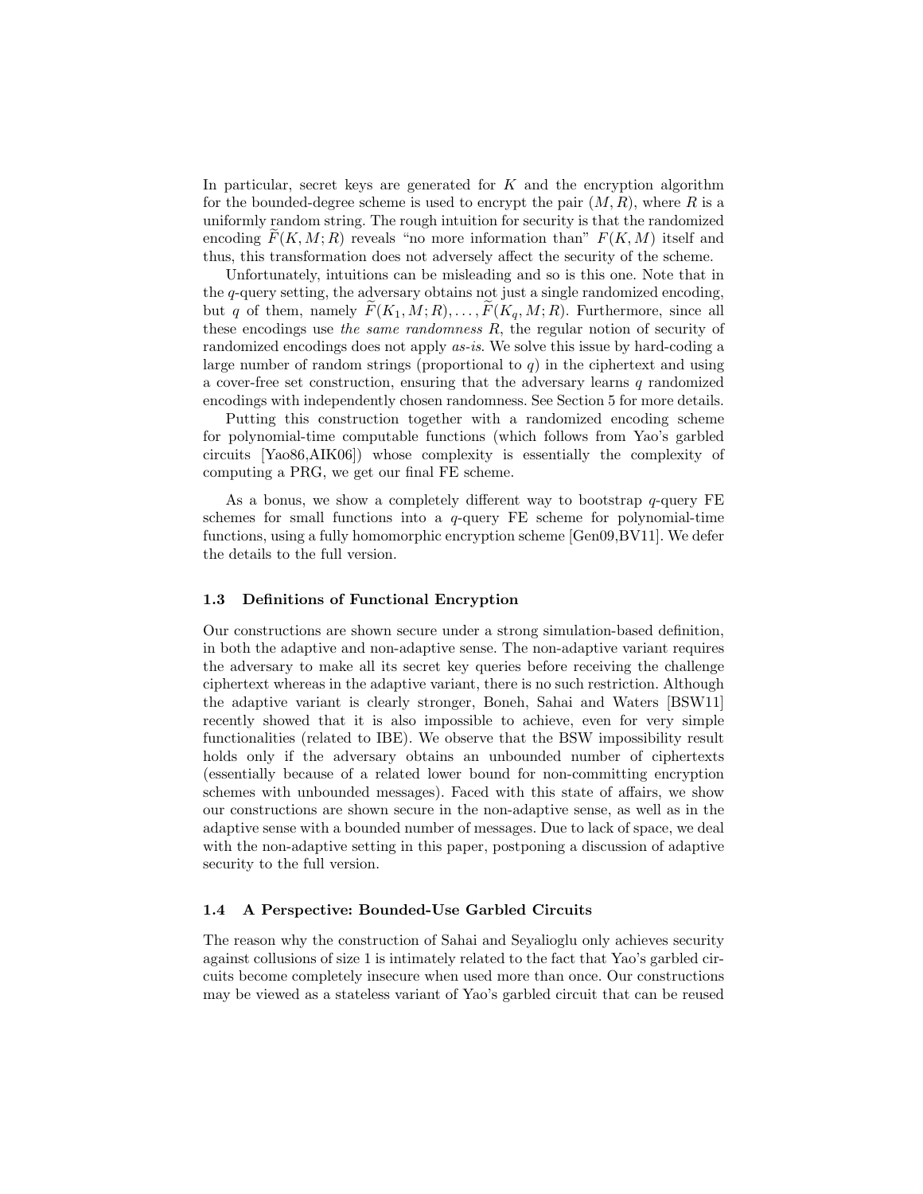In particular, secret keys are generated for $K$ and the encryption algorithm for the bounded-degree scheme is used to encrypt the pair $(M, R)$, where $R$ is a uniformly random string. The rough intuition for security is that the randomized encoding $\widetilde{F}(K, M; R)$ reveals "no more information than" $F(K, M)$ itself and thus, this transformation does not adversely affect the security of the scheme.

Unfortunately, intuitions can be misleading and so is this one. Note that in the $q$-query setting, the adversary obtains not just a single randomized encoding, but $q$ of them, namely $\widetilde{F}(K_1, M; R), \ldots, \widetilde{F}(K_q, M; R)$. Furthermore, since all these encodings use *the same randomness* $R$, the regular notion of security of randomized encodings does not apply *as-is*. We solve this issue by hard-coding a large number of random strings (proportional to $q$) in the ciphertext and using a cover-free set construction, ensuring that the adversary learns $q$ randomized encodings with independently chosen randomness. See Section 5 for more details.

Putting this construction together with a randomized encoding scheme for polynomial-time computable functions (which follows from Yao's garbled circuits [Yao86,AIK06]) whose complexity is essentially the complexity of computing a PRG, we get our final FE scheme.

As a bonus, we show a completely different way to bootstrap $q$-query FE schemes for small functions into a $q$-query FE scheme for polynomial-time functions, using a fully homomorphic encryption scheme [Gen09,BV11]. We defer the details to the full version.

### 1.3 Definitions of Functional Encryption

Our constructions are shown secure under a strong simulation-based definition, in both the adaptive and non-adaptive sense. The non-adaptive variant requires the adversary to make all its secret key queries before receiving the challenge ciphertext whereas in the adaptive variant, there is no such restriction. Although the adaptive variant is clearly stronger, Boneh, Sahai and Waters [BSW11] recently showed that it is also impossible to achieve, even for very simple functionalities (related to IBE). We observe that the BSW impossibility result holds only if the adversary obtains an unbounded number of ciphertexts (essentially because of a related lower bound for non-committing encryption schemes with unbounded messages). Faced with this state of affairs, we show our constructions are shown secure in the non-adaptive sense, as well as in the adaptive sense with a bounded number of messages. Due to lack of space, we deal with the non-adaptive setting in this paper, postponing a discussion of adaptive security to the full version.

### 1.4 A Perspective: Bounded-Use Garbled Circuits

The reason why the construction of Sahai and Seyalioglu only achieves security against collusions of size 1 is intimately related to the fact that Yao's garbled circuits become completely insecure when used more than once. Our constructions may be viewed as a stateless variant of Yao's garbled circuit that can be reused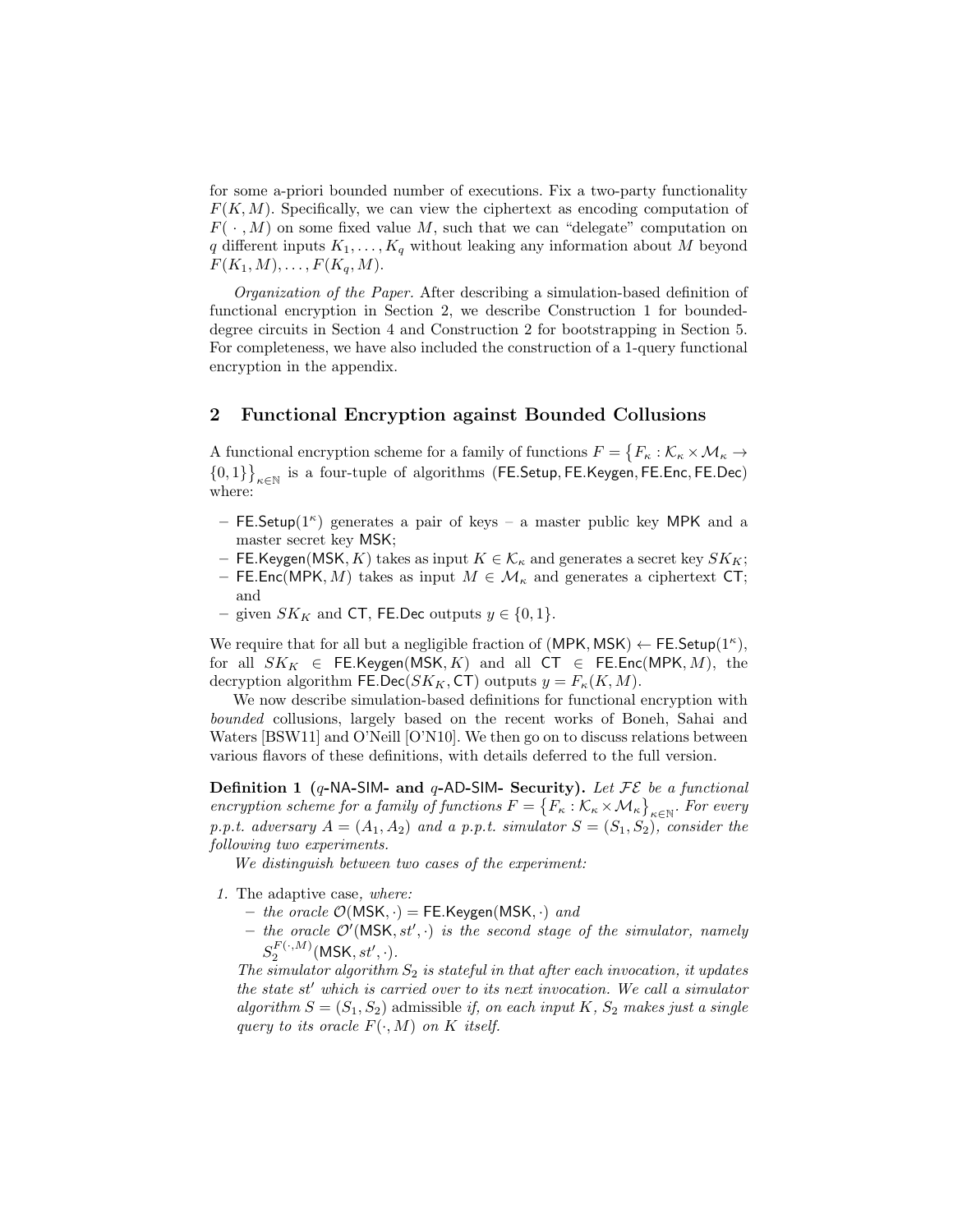for some a-priori bounded number of executions. Fix a two-party functionality $F(K, M)$. Specifically, we can view the ciphertext as encoding computation of $F(\,\cdot\,, M)$ on some fixed value $M$, such that we can "delegate" computation on $q$ different inputs $K_1, \ldots, K_q$ without leaking any information about $M$ beyond $F(K_1, M), \ldots, F(K_q, M)$.

*Organization of the Paper.* After describing a simulation-based definition of functional encryption in Section 2, we describe Construction 1 for bounded-degree circuits in Section 4 and Construction 2 for bootstrapping in Section 5. For completeness, we have also included the construction of a 1-query functional encryption in the appendix.

## 2 Functional Encryption against Bounded Collusions

A functional encryption scheme for a family of functions $F = \{F_\kappa : \mathcal{K}_\kappa \times \mathcal{M}_\kappa \to \{0,1\}\}_{\kappa \in \mathbb{N}}$ is a four-tuple of algorithms ($\mathsf{FE.Setup}, \mathsf{FE.Keygen}, \mathsf{FE.Enc}, \mathsf{FE.Dec}$) where:

- $\mathsf{FE.Setup}(1^\kappa)$ generates a pair of keys – a master public key $\mathsf{MPK}$ and a master secret key $\mathsf{MSK}$;
- $\mathsf{FE.Keygen}(\mathsf{MSK}, K)$ takes as input $K \in \mathcal{K}_\kappa$ and generates a secret key $SK_K$;
- $\mathsf{FE.Enc}(\mathsf{MPK}, M)$ takes as input $M \in \mathcal{M}_\kappa$ and generates a ciphertext $\mathsf{CT}$; and
- given $SK_K$ and $\mathsf{CT}$, $\mathsf{FE.Dec}$ outputs $y \in \{0,1\}$.

We require that for all but a negligible fraction of $(\mathsf{MPK}, \mathsf{MSK}) \leftarrow \mathsf{FE.Setup}(1^\kappa)$, for all $SK_K \in \mathsf{FE.Keygen}(\mathsf{MSK}, K)$ and all $\mathsf{CT} \in \mathsf{FE.Enc}(\mathsf{MPK}, M)$, the decryption algorithm $\mathsf{FE.Dec}(SK_K, \mathsf{CT})$ outputs $y = F_\kappa(K, M)$.

We now describe simulation-based definitions for functional encryption with *bounded* collusions, largely based on the recent works of Boneh, Sahai and Waters [BSW11] and O'Neill [O'N10]. We then go on to discuss relations between various flavors of these definitions, with details deferred to the full version.

**Definition 1 ($q$-NA-SIM- and $q$-AD-SIM- Security).** *Let $\mathcal{FE}$ be a functional encryption scheme for a family of functions $F = \{F_\kappa : \mathcal{K}_\kappa \times \mathcal{M}_\kappa\}_{\kappa \in \mathbb{N}}$. For every p.p.t. adversary $A = (A_1, A_2)$ and a p.p.t. simulator $S = (S_1, S_2)$, consider the following two experiments.*

*We distinguish between two cases of the experiment:*

1. The adaptive case, *where:*
   - *the oracle $\mathcal{O}(\mathsf{MSK}, \cdot) = \mathsf{FE.Keygen}(\mathsf{MSK}, \cdot)$ and*
   - *the oracle $\mathcal{O}'(\mathsf{MSK}, st', \cdot)$ is the second stage of the simulator, namely $S_2^{F(\cdot, M)}(\mathsf{MSK}, st', \cdot)$.*

   *The simulator algorithm $S_2$ is stateful in that after each invocation, it updates the state $st'$ which is carried over to its next invocation. We call a simulator algorithm $S = (S_1, S_2)$* admissible *if, on each input $K$, $S_2$ makes just a single query to its oracle $F(\cdot, M)$ on $K$ itself.*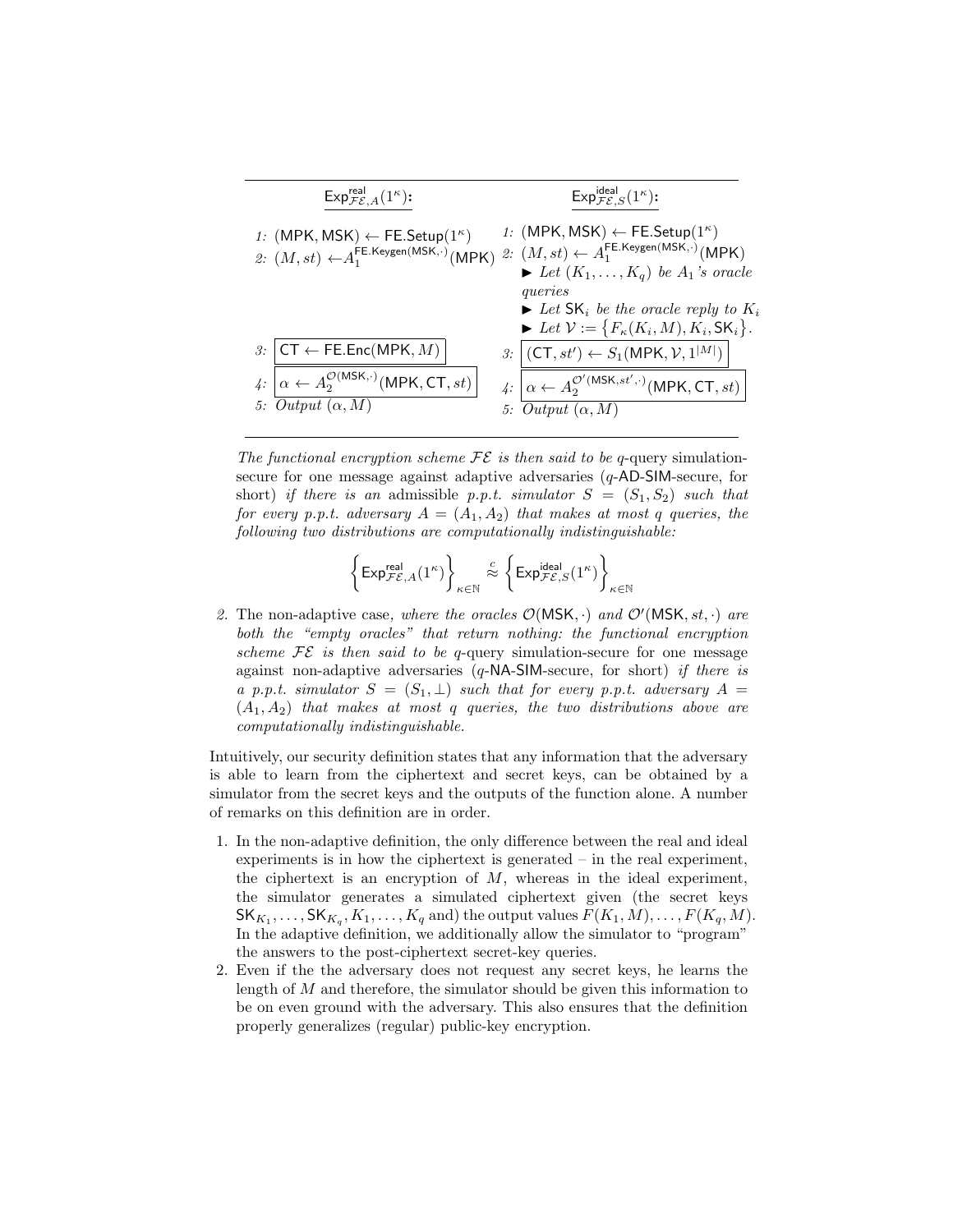| $\underline{\mathsf{Exp}^{\mathsf{real}}_{\mathcal{FE},A}(1^\kappa)}$: | $\underline{\mathsf{Exp}^{\mathsf{ideal}}_{\mathcal{FE},S}(1^\kappa)}$: |
|---|---|
| *1:* $(\mathsf{MPK},\mathsf{MSK}) \leftarrow \mathsf{FE.Setup}(1^\kappa)$ | *1:* $(\mathsf{MPK},\mathsf{MSK}) \leftarrow \mathsf{FE.Setup}(1^\kappa)$ |
| *2:* $(M, st) \leftarrow A_1^{\mathsf{FE.Keygen}(\mathsf{MSK},\cdot)}(\mathsf{MPK})$ | *2:* $(M, st) \leftarrow A_1^{\mathsf{FE.Keygen}(\mathsf{MSK},\cdot)}(\mathsf{MPK})$ <br> ► *Let* $(K_1,\ldots,K_q)$ *be* $A_1$*'s oracle queries* <br> ► *Let* $\mathsf{SK}_i$ *be the oracle reply to* $K_i$ <br> ► *Let* $\mathcal{V} := \{F_\kappa(K_i, M), K_i, \mathsf{SK}_i\}$. |
| *3:* $\boxed{\mathsf{CT} \leftarrow \mathsf{FE.Enc}(\mathsf{MPK}, M)}$ | *3:* $\boxed{(\mathsf{CT}, st') \leftarrow S_1(\mathsf{MPK}, \mathcal{V}, 1^{\lvert M \rvert})}$ |
| *4:* $\boxed{\alpha \leftarrow A_2^{\mathcal{O}(\mathsf{MSK},\cdot)}(\mathsf{MPK}, \mathsf{CT}, st)}$ | *4:* $\boxed{\alpha \leftarrow A_2^{\mathcal{O}'(\mathsf{MSK},st',\cdot)}(\mathsf{MPK}, \mathsf{CT}, st)}$ |
| *5: Output* $(\alpha, M)$ | *5: Output* $(\alpha, M)$ |

*The functional encryption scheme* $\mathcal{FE}$ *is then said to be* $q$-query simulation-secure for one message against adaptive adversaries ($q$-AD-SIM-secure, for short) *if there is an* admissible *p.p.t. simulator* $S = (S_1, S_2)$ *such that for every p.p.t. adversary* $A = (A_1, A_2)$ *that makes at most* $q$ *queries, the following two distributions are computationally indistinguishable:*

$$\left\{ \mathsf{Exp}^{\mathsf{real}}_{\mathcal{FE},A}(1^\kappa) \right\}_{\kappa\in\mathbb{N}} \overset{c}{\approx} \left\{ \mathsf{Exp}^{\mathsf{ideal}}_{\mathcal{FE},S}(1^\kappa) \right\}_{\kappa\in\mathbb{N}}$$

2. The non-adaptive case*, where the oracles* $\mathcal{O}(\mathsf{MSK},\cdot)$ *and* $\mathcal{O}'(\mathsf{MSK}, st, \cdot)$ *are both the "empty oracles" that return nothing: the functional encryption scheme* $\mathcal{FE}$ *is then said to be* $q$-query simulation-secure for one message against non-adaptive adversaries ($q$-NA-SIM-secure, for short) *if there is a p.p.t. simulator* $S = (S_1, \perp)$ *such that for every p.p.t. adversary* $A = (A_1, A_2)$ *that makes at most* $q$ *queries, the two distributions above are computationally indistinguishable.*

Intuitively, our security definition states that any information that the adversary is able to learn from the ciphertext and secret keys, can be obtained by a simulator from the secret keys and the outputs of the function alone. A number of remarks on this definition are in order.

1. In the non-adaptive definition, the only difference between the real and ideal experiments is in how the ciphertext is generated – in the real experiment, the ciphertext is an encryption of $M$, whereas in the ideal experiment, the simulator generates a simulated ciphertext given (the secret keys $\mathsf{SK}_{K_1},\ldots,\mathsf{SK}_{K_q}, K_1,\ldots,K_q$ and) the output values $F(K_1, M),\ldots,F(K_q, M)$. In the adaptive definition, we additionally allow the simulator to "program" the answers to the post-ciphertext secret-key queries.
2. Even if the the adversary does not request any secret keys, he learns the length of $M$ and therefore, the simulator should be given this information to be on even ground with the adversary. This also ensures that the definition properly generalizes (regular) public-key encryption.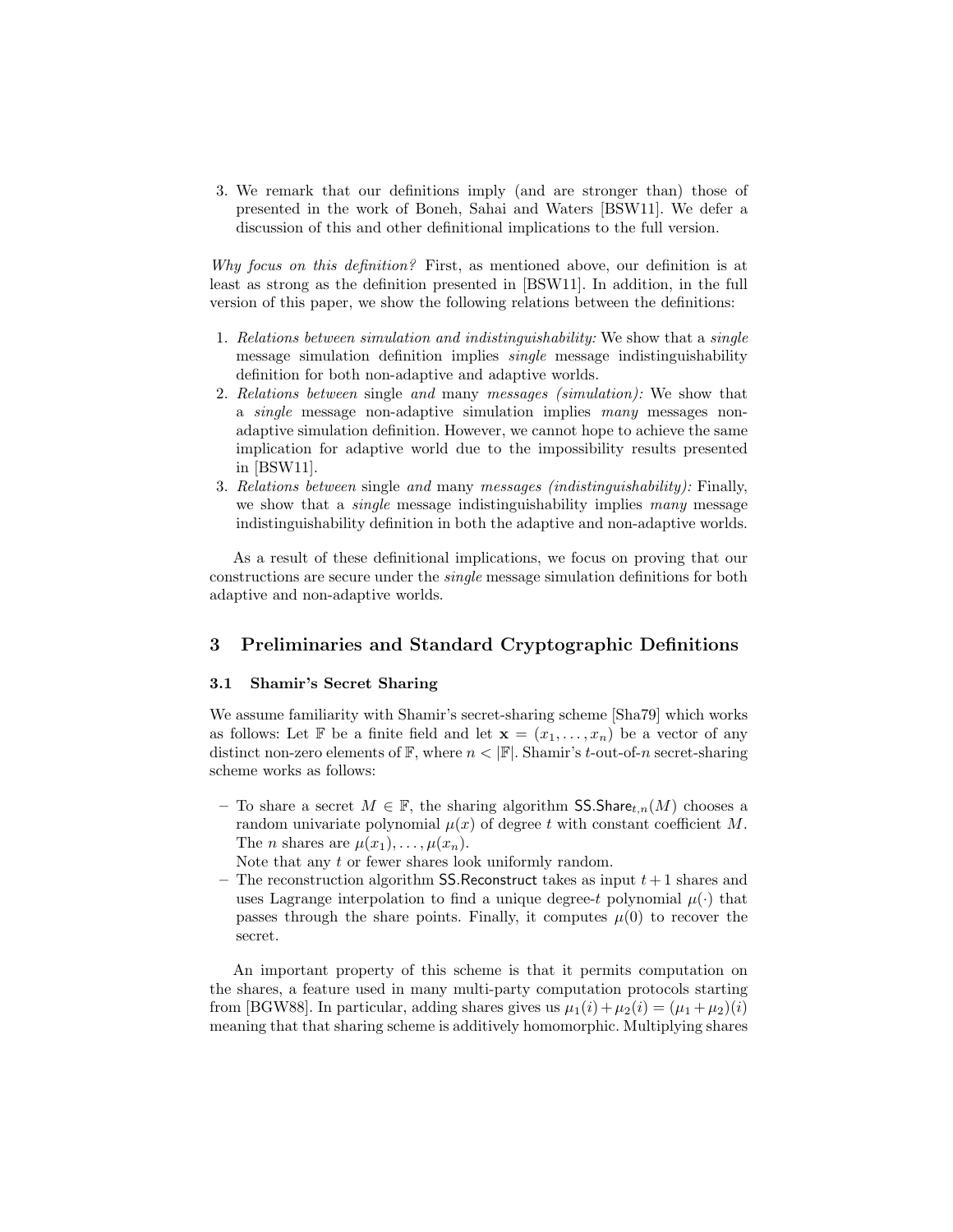3. We remark that our definitions imply (and are stronger than) those of presented in the work of Boneh, Sahai and Waters [BSW11]. We defer a discussion of this and other definitional implications to the full version.

*Why focus on this definition?* First, as mentioned above, our definition is at least as strong as the definition presented in [BSW11]. In addition, in the full version of this paper, we show the following relations between the definitions:

1. *Relations between simulation and indistinguishability:* We show that a *single* message simulation definition implies *single* message indistinguishability definition for both non-adaptive and adaptive worlds.
2. *Relations between* single *and* many *messages (simulation):* We show that a *single* message non-adaptive simulation implies *many* messages non-adaptive simulation definition. However, we cannot hope to achieve the same implication for adaptive world due to the impossibility results presented in [BSW11].
3. *Relations between* single *and* many *messages (indistinguishability):* Finally, we show that a *single* message indistinguishability implies *many* message indistinguishability definition in both the adaptive and non-adaptive worlds.

As a result of these definitional implications, we focus on proving that our constructions are secure under the *single* message simulation definitions for both adaptive and non-adaptive worlds.

## 3 Preliminaries and Standard Cryptographic Definitions

### 3.1 Shamir's Secret Sharing

We assume familiarity with Shamir's secret-sharing scheme [Sha79] which works as follows: Let $\mathbb{F}$ be a finite field and let $\mathbf{x} = (x_1, \ldots, x_n)$ be a vector of any distinct non-zero elements of $\mathbb{F}$, where $n < |\mathbb{F}|$. Shamir's $t$-out-of-$n$ secret-sharing scheme works as follows:

– To share a secret $M \in \mathbb{F}$, the sharing algorithm $\mathsf{SS.Share}_{t,n}(M)$ chooses a random univariate polynomial $\mu(x)$ of degree $t$ with constant coefficient $M$. The $n$ shares are $\mu(x_1), \ldots, \mu(x_n)$.
  Note that any $t$ or fewer shares look uniformly random.
– The reconstruction algorithm $\mathsf{SS.Reconstruct}$ takes as input $t+1$ shares and uses Lagrange interpolation to find a unique degree-$t$ polynomial $\mu(\cdot)$ that passes through the share points. Finally, it computes $\mu(0)$ to recover the secret.

An important property of this scheme is that it permits computation on the shares, a feature used in many multi-party computation protocols starting from [BGW88]. In particular, adding shares gives us $\mu_1(i) + \mu_2(i) = (\mu_1 + \mu_2)(i)$ meaning that that sharing scheme is additively homomorphic. Multiplying shares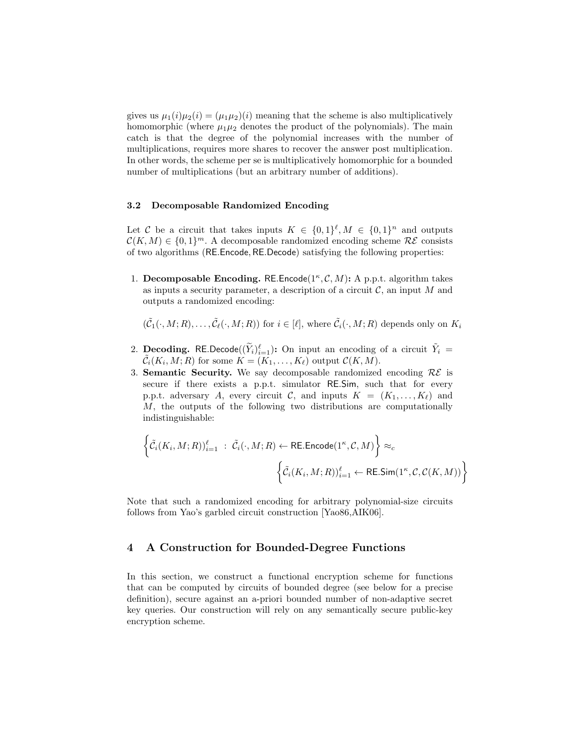gives us $\mu_1(i)\mu_2(i) = (\mu_1\mu_2)(i)$ meaning that the scheme is also multiplicatively homomorphic (where $\mu_1\mu_2$ denotes the product of the polynomials). The main catch is that the degree of the polynomial increases with the number of multiplications, requires more shares to recover the answer post multiplication. In other words, the scheme per se is multiplicatively homomorphic for a bounded number of multiplications (but an arbitrary number of additions).

### 3.2 Decomposable Randomized Encoding

Let $\mathcal{C}$ be a circuit that takes inputs $K \in \{0,1\}^\ell, M \in \{0,1\}^n$ and outputs $\mathcal{C}(K, M) \in \{0,1\}^m$. A decomposable randomized encoding scheme $\mathcal{RE}$ consists of two algorithms ($\mathsf{RE.Encode}, \mathsf{RE.Decode}$) satisfying the following properties:

1. **Decomposable Encoding.** $\mathsf{RE.Encode}(1^\kappa, \mathcal{C}, M)$**:** A p.p.t. algorithm takes as inputs a security parameter, a description of a circuit $\mathcal{C}$, an input $M$ and outputs a randomized encoding:

   $(\tilde{\mathcal{C}}_1(\cdot, M; R), \ldots, \tilde{\mathcal{C}}_\ell(\cdot, M; R))$ for $i \in [\ell]$, where $\tilde{\mathcal{C}}_i(\cdot, M; R)$ depends only on $K_i$

2. **Decoding.** $\mathsf{RE.Decode}((\widetilde{Y}_i)_{i=1}^\ell)$**:** On input an encoding of a circuit $\tilde{Y}_i = \tilde{\mathcal{C}}_i(K_i, M; R)$ for some $K = (K_1, \ldots, K_\ell)$ output $\mathcal{C}(K, M)$.
3. **Semantic Security.** We say decomposable randomized encoding $\mathcal{RE}$ is secure if there exists a p.p.t. simulator $\mathsf{RE.Sim}$, such that for every p.p.t. adversary $A$, every circuit $\mathcal{C}$, and inputs $K = (K_1, \ldots, K_\ell)$ and $M$, the outputs of the following two distributions are computationally indistinguishable:

$$\left\{ \tilde{\mathcal{C}}_i(K_i, M; R))_{i=1}^\ell \ : \ \tilde{\mathcal{C}}_i(\cdot, M; R) \leftarrow \mathsf{RE.Encode}(1^\kappa, \mathcal{C}, M) \right\} \approx_c \left\{ \tilde{\mathcal{C}}_i(K_i, M; R))_{i=1}^\ell \leftarrow \mathsf{RE.Sim}(1^\kappa, \mathcal{C}, \mathcal{C}(K, M)) \right\}$$

Note that such a randomized encoding for arbitrary polynomial-size circuits follows from Yao's garbled circuit construction [Yao86,AIK06].

## 4 A Construction for Bounded-Degree Functions

In this section, we construct a functional encryption scheme for functions that can be computed by circuits of bounded degree (see below for a precise definition), secure against an a-priori bounded number of non-adaptive secret key queries. Our construction will rely on any semantically secure public-key encryption scheme.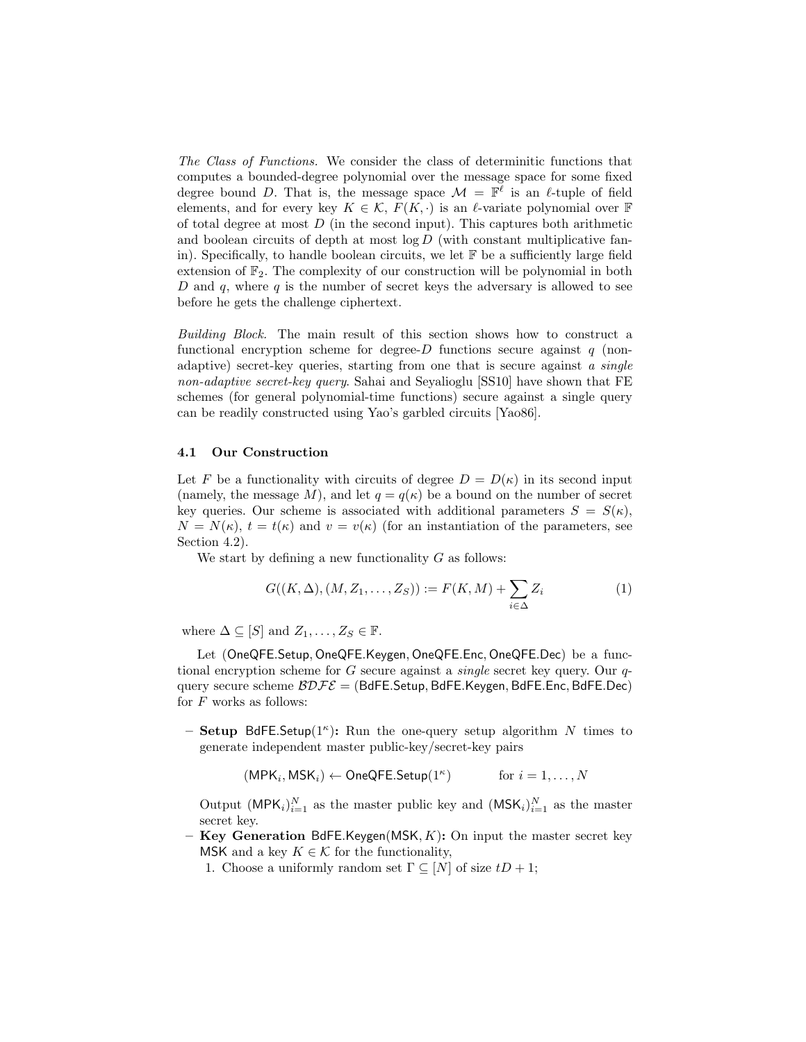*The Class of Functions.* We consider the class of determinitic functions that computes a bounded-degree polynomial over the message space for some fixed degree bound $D$. That is, the message space $\mathcal{M} = \mathbb{F}^\ell$ is an $\ell$-tuple of field elements, and for every key $K \in \mathcal{K}$, $F(K, \cdot)$ is an $\ell$-variate polynomial over $\mathbb{F}$ of total degree at most $D$ (in the second input). This captures both arithmetic and boolean circuits of depth at most $\log D$ (with constant multiplicative fan-in). Specifically, to handle boolean circuits, we let $\mathbb{F}$ be a sufficiently large field extension of $\mathbb{F}_2$. The complexity of our construction will be polynomial in both $D$ and $q$, where $q$ is the number of secret keys the adversary is allowed to see before he gets the challenge ciphertext.

*Building Block.* The main result of this section shows how to construct a functional encryption scheme for degree-$D$ functions secure against $q$ (non-adaptive) secret-key queries, starting from one that is secure against *a single non-adaptive secret-key query*. Sahai and Seyalioglu [SS10] have shown that FE schemes (for general polynomial-time functions) secure against a single query can be readily constructed using Yao's garbled circuits [Yao86].

### 4.1 Our Construction

Let $F$ be a functionality with circuits of degree $D = D(\kappa)$ in its second input (namely, the message $M$), and let $q = q(\kappa)$ be a bound on the number of secret key queries. Our scheme is associated with additional parameters $S = S(\kappa)$, $N = N(\kappa)$, $t = t(\kappa)$ and $v = v(\kappa)$ (for an instantiation of the parameters, see Section 4.2).

We start by defining a new functionality $G$ as follows:

$$G((K, \Delta), (M, Z_1, \ldots, Z_S)) := F(K, M) + \sum_{i \in \Delta} Z_i \qquad (1)$$

where $\Delta \subseteq [S]$ and $Z_1, \ldots, Z_S \in \mathbb{F}$.

Let $(\mathsf{OneQFE.Setup}, \mathsf{OneQFE.Keygen}, \mathsf{OneQFE.Enc}, \mathsf{OneQFE.Dec})$ be a functional encryption scheme for $G$ secure against a *single* secret key query. Our $q$-query secure scheme $\mathcal{BDFE} = (\mathsf{BdFE.Setup}, \mathsf{BdFE.Keygen}, \mathsf{BdFE.Enc}, \mathsf{BdFE.Dec})$ for $F$ works as follows:

- **Setup** $\mathsf{BdFE.Setup}(1^\kappa)$**:** Run the one-query setup algorithm $N$ times to generate independent master public-key/secret-key pairs

$$(\mathsf{MPK}_i, \mathsf{MSK}_i) \leftarrow \mathsf{OneQFE.Setup}(1^\kappa) \qquad \text{for } i = 1, \ldots, N$$

  Output $(\mathsf{MPK}_i)_{i=1}^N$ as the master public key and $(\mathsf{MSK}_i)_{i=1}^N$ as the master secret key.
- **Key Generation** $\mathsf{BdFE.Keygen}(\mathsf{MSK}, K)$**:** On input the master secret key $\mathsf{MSK}$ and a key $K \in \mathcal{K}$ for the functionality,
  1. Choose a uniformly random set $\Gamma \subseteq [N]$ of size $tD + 1$;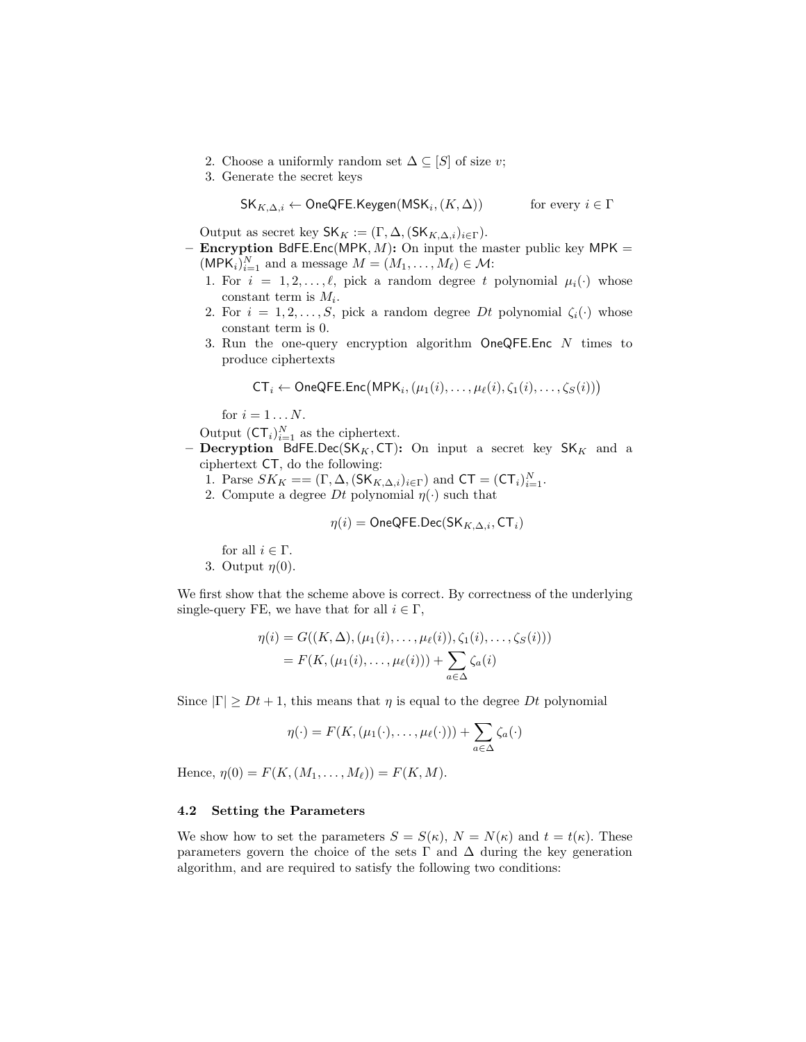2. Choose a uniformly random set $\Delta \subseteq [S]$ of size $v$;
3. Generate the secret keys

$$\mathsf{SK}_{K,\Delta,i} \leftarrow \mathsf{OneQFE.Keygen}(\mathsf{MSK}_i, (K, \Delta)) \qquad \text{for every } i \in \Gamma$$

Output as secret key $\mathsf{SK}_K := (\Gamma, \Delta, (\mathsf{SK}_{K,\Delta,i})_{i\in\Gamma})$.

- **Encryption** $\mathsf{BdFE.Enc}(\mathsf{MPK}, M)$**:** On input the master public key $\mathsf{MPK} = (\mathsf{MPK}_i)_{i=1}^N$ and a message $M = (M_1, \ldots, M_\ell) \in \mathcal{M}$:
  1. For $i = 1, 2, \ldots, \ell$, pick a random degree $t$ polynomial $\mu_i(\cdot)$ whose constant term is $M_i$.
  2. For $i = 1, 2, \ldots, S$, pick a random degree $Dt$ polynomial $\zeta_i(\cdot)$ whose constant term is 0.
  3. Run the one-query encryption algorithm $\mathsf{OneQFE.Enc}$ $N$ times to produce ciphertexts

  $$\mathsf{CT}_i \leftarrow \mathsf{OneQFE.Enc}\big(\mathsf{MPK}_i, (\mu_1(i), \ldots, \mu_\ell(i), \zeta_1(i), \ldots, \zeta_S(i))\big)$$

  for $i = 1 \ldots N$.

  Output $(\mathsf{CT}_i)_{i=1}^N$ as the ciphertext.
- **Decryption** $\mathsf{BdFE.Dec}(\mathsf{SK}_K, \mathsf{CT})$**:** On input a secret key $\mathsf{SK}_K$ and a ciphertext $\mathsf{CT}$, do the following:
  1. Parse $SK_K == (\Gamma, \Delta, (\mathsf{SK}_{K,\Delta,i})_{i\in\Gamma})$ and $\mathsf{CT} = (\mathsf{CT}_i)_{i=1}^N$.
  2. Compute a degree $Dt$ polynomial $\eta(\cdot)$ such that

  $$\eta(i) = \mathsf{OneQFE.Dec}(\mathsf{SK}_{K,\Delta,i}, \mathsf{CT}_i)$$

  for all $i \in \Gamma$.
  3. Output $\eta(0)$.

We first show that the scheme above is correct. By correctness of the underlying single-query FE, we have that for all $i \in \Gamma$,

$$\begin{aligned}
\eta(i) &= G((K, \Delta), (\mu_1(i), \ldots, \mu_\ell(i)), \zeta_1(i), \ldots, \zeta_S(i))) \\
&= F(K, (\mu_1(i), \ldots, \mu_\ell(i))) + \sum_{a\in\Delta} \zeta_a(i)
\end{aligned}$$

Since $|\Gamma| \geq Dt + 1$, this means that $\eta$ is equal to the degree $Dt$ polynomial

$$\eta(\cdot) = F(K, (\mu_1(\cdot), \ldots, \mu_\ell(\cdot))) + \sum_{a\in\Delta} \zeta_a(\cdot)$$

Hence, $\eta(0) = F(K, (M_1, \ldots, M_\ell)) = F(K, M)$.

### 4.2 Setting the Parameters

We show how to set the parameters $S = S(\kappa)$, $N = N(\kappa)$ and $t = t(\kappa)$. These parameters govern the choice of the sets $\Gamma$ and $\Delta$ during the key generation algorithm, and are required to satisfy the following two conditions: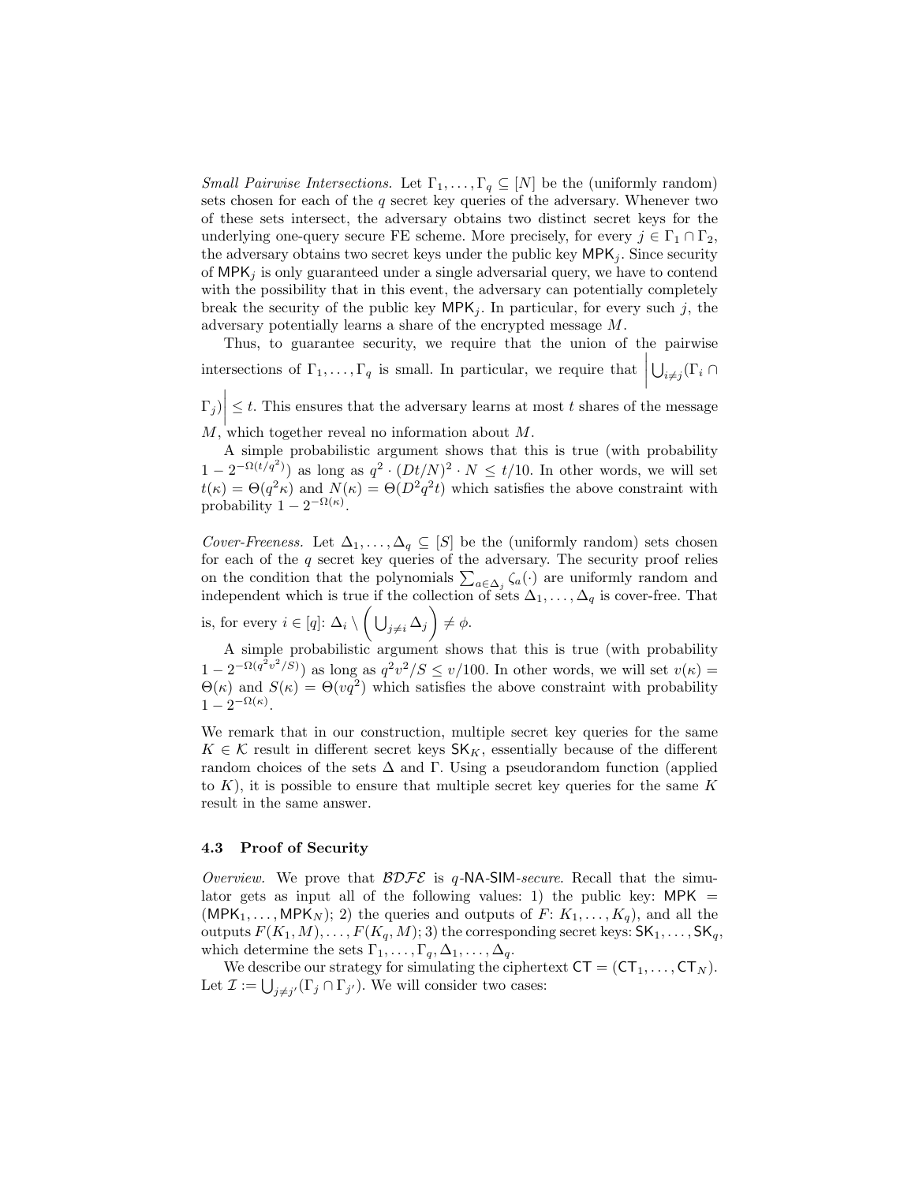*Small Pairwise Intersections.* Let $\Gamma_1, \ldots, \Gamma_q \subseteq [N]$ be the (uniformly random) sets chosen for each of the $q$ secret key queries of the adversary. Whenever two of these sets intersect, the adversary obtains two distinct secret keys for the underlying one-query secure FE scheme. More precisely, for every $j \in \Gamma_1 \cap \Gamma_2$, the adversary obtains two secret keys under the public key $\mathsf{MPK}_j$. Since security of $\mathsf{MPK}_j$ is only guaranteed under a single adversarial query, we have to contend with the possibility that in this event, the adversary can potentially completely break the security of the public key $\mathsf{MPK}_j$. In particular, for every such $j$, the adversary potentially learns a share of the encrypted message $M$.

Thus, to guarantee security, we require that the union of the pairwise intersections of $\Gamma_1, \ldots, \Gamma_q$ is small. In particular, we require that $\left| \bigcup_{i \neq j} (\Gamma_i \cap \Gamma_j) \right| \leq t$. This ensures that the adversary learns at most $t$ shares of the message $M$, which together reveal no information about $M$.

A simple probabilistic argument shows that this is true (with probability $1 - 2^{-\Omega(t/q^2)}$) as long as $q^2 \cdot (Dt/N)^2 \cdot N \leq t/10$. In other words, we will set $t(\kappa) = \Theta(q^2 \kappa)$ and $N(\kappa) = \Theta(D^2 q^2 t)$ which satisfies the above constraint with probability $1 - 2^{-\Omega(\kappa)}$.

*Cover-Freeness.* Let $\Delta_1, \ldots, \Delta_q \subseteq [S]$ be the (uniformly random) sets chosen for each of the $q$ secret key queries of the adversary. The security proof relies on the condition that the polynomials $\sum_{a \in \Delta_j} \zeta_a(\cdot)$ are uniformly random and independent which is true if the collection of sets $\Delta_1, \ldots, \Delta_q$ is cover-free. That is, for every $i \in [q]$: $\Delta_i \setminus \left( \bigcup_{j \neq i} \Delta_j \right) \neq \phi$.

A simple probabilistic argument shows that this is true (with probability $1 - 2^{-\Omega(q^2 v^2/S)}$) as long as $q^2 v^2 / S \leq v/100$. In other words, we will set $v(\kappa) = \Theta(\kappa)$ and $S(\kappa) = \Theta(vq^2)$ which satisfies the above constraint with probability $1 - 2^{-\Omega(\kappa)}$.

We remark that in our construction, multiple secret key queries for the same $K \in \mathcal{K}$ result in different secret keys $\mathsf{SK}_K$, essentially because of the different random choices of the sets $\Delta$ and $\Gamma$. Using a pseudorandom function (applied to $K$), it is possible to ensure that multiple secret key queries for the same $K$ result in the same answer.

### 4.3 Proof of Security

*Overview.* We prove that $\mathcal{BDFE}$ is $q$-$\mathsf{NA}$-$\mathsf{SIM}$-*secure*. Recall that the simulator gets as input all of the following values: 1) the public key: $\mathsf{MPK} = (\mathsf{MPK}_1, \ldots, \mathsf{MPK}_N)$; 2) the queries and outputs of $F$: $K_1, \ldots, K_q$), and all the outputs $F(K_1, M), \ldots, F(K_q, M)$; 3) the corresponding secret keys: $\mathsf{SK}_1, \ldots, \mathsf{SK}_q$, which determine the sets $\Gamma_1, \ldots, \Gamma_q, \Delta_1, \ldots, \Delta_q$.

We describe our strategy for simulating the ciphertext $\mathsf{CT} = (\mathsf{CT}_1, \ldots, \mathsf{CT}_N)$. Let $\mathcal{I} := \bigcup_{j \neq j'} (\Gamma_j \cap \Gamma_{j'})$. We will consider two cases: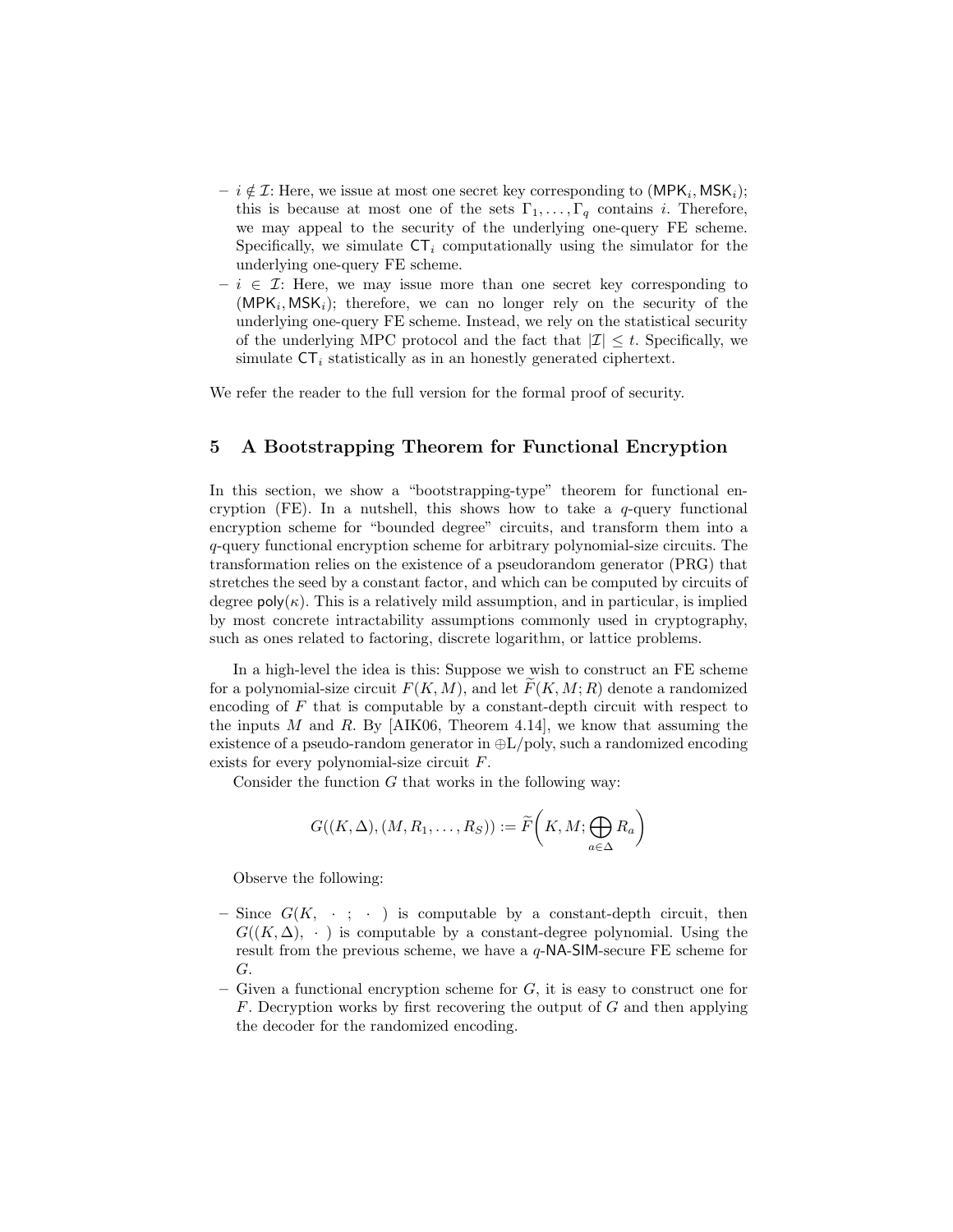- $i \notin \mathcal{I}$: Here, we issue at most one secret key corresponding to $(\mathsf{MPK}_i, \mathsf{MSK}_i)$; this is because at most one of the sets $\Gamma_1, \ldots, \Gamma_q$ contains $i$. Therefore, we may appeal to the security of the underlying one-query FE scheme. Specifically, we simulate $\mathsf{CT}_i$ computationally using the simulator for the underlying one-query FE scheme.
- $i \in \mathcal{I}$: Here, we may issue more than one secret key corresponding to $(\mathsf{MPK}_i, \mathsf{MSK}_i)$; therefore, we can no longer rely on the security of the underlying one-query FE scheme. Instead, we rely on the statistical security of the underlying MPC protocol and the fact that $|\mathcal{I}| \leq t$. Specifically, we simulate $\mathsf{CT}_i$ statistically as in an honestly generated ciphertext.

We refer the reader to the full version for the formal proof of security.

## 5 A Bootstrapping Theorem for Functional Encryption

In this section, we show a "bootstrapping-type" theorem for functional encryption (FE). In a nutshell, this shows how to take a $q$-query functional encryption scheme for "bounded degree" circuits, and transform them into a $q$-query functional encryption scheme for arbitrary polynomial-size circuits. The transformation relies on the existence of a pseudorandom generator (PRG) that stretches the seed by a constant factor, and which can be computed by circuits of degree $\mathsf{poly}(\kappa)$. This is a relatively mild assumption, and in particular, is implied by most concrete intractability assumptions commonly used in cryptography, such as ones related to factoring, discrete logarithm, or lattice problems.

In a high-level the idea is this: Suppose we wish to construct an FE scheme for a polynomial-size circuit $F(K, M)$, and let $\widetilde{F}(K, M; R)$ denote a randomized encoding of $F$ that is computable by a constant-depth circuit with respect to the inputs $M$ and $R$. By [AIK06, Theorem 4.14], we know that assuming the existence of a pseudo-random generator in $\oplus\mathrm{L}/\mathrm{poly}$, such a randomized encoding exists for every polynomial-size circuit $F$.

Consider the function $G$ that works in the following way:

$$G((K, \Delta), (M, R_1, \ldots, R_S)) := \widetilde{F}\left(K, M; \bigoplus_{a \in \Delta} R_a\right)$$

Observe the following:

- Since $G(K, \ \cdot \ ; \ \cdot \ )$ is computable by a constant-depth circuit, then $G((K, \Delta), \ \cdot \ )$ is computable by a constant-degree polynomial. Using the result from the previous scheme, we have a $q$-$\mathsf{NA}$-$\mathsf{SIM}$-secure FE scheme for $G$.
- Given a functional encryption scheme for $G$, it is easy to construct one for $F$. Decryption works by first recovering the output of $G$ and then applying the decoder for the randomized encoding.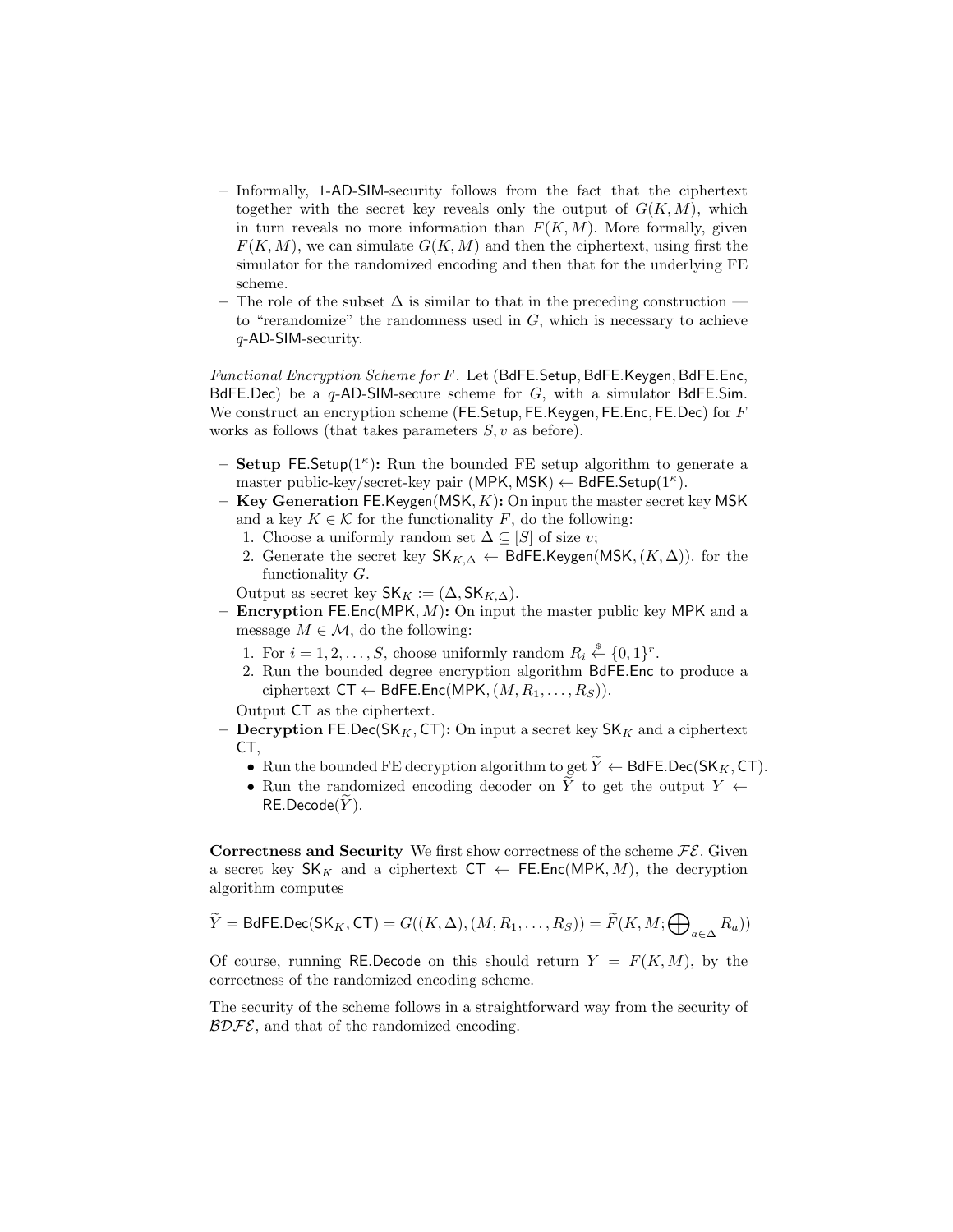- Informally, 1-AD-SIM-security follows from the fact that the ciphertext together with the secret key reveals only the output of $G(K, M)$, which in turn reveals no more information than $F(K, M)$. More formally, given $F(K, M)$, we can simulate $G(K, M)$ and then the ciphertext, using first the simulator for the randomized encoding and then that for the underlying FE scheme.
- The role of the subset $\Delta$ is similar to that in the preceding construction — to "rerandomize" the randomness used in $G$, which is necessary to achieve $q$-AD-SIM-security.

*Functional Encryption Scheme for $F$.* Let ($\mathsf{BdFE.Setup}$, $\mathsf{BdFE.Keygen}$, $\mathsf{BdFE.Enc}$, $\mathsf{BdFE.Dec}$) be a $q$-AD-SIM-secure scheme for $G$, with a simulator $\mathsf{BdFE.Sim}$. We construct an encryption scheme ($\mathsf{FE.Setup}$, $\mathsf{FE.Keygen}$, $\mathsf{FE.Enc}$, $\mathsf{FE.Dec}$) for $F$ works as follows (that takes parameters $S, v$ as before).

- **Setup** $\mathsf{FE.Setup}(1^\kappa)$**:** Run the bounded FE setup algorithm to generate a master public-key/secret-key pair $(\mathsf{MPK}, \mathsf{MSK}) \leftarrow \mathsf{BdFE.Setup}(1^\kappa)$.
- **Key Generation** $\mathsf{FE.Keygen}(\mathsf{MSK}, K)$**:** On input the master secret key $\mathsf{MSK}$ and a key $K \in \mathcal{K}$ for the functionality $F$, do the following:
  1. Choose a uniformly random set $\Delta \subseteq [S]$ of size $v$;
  2. Generate the secret key $\mathsf{SK}_{K,\Delta} \leftarrow \mathsf{BdFE.Keygen}(\mathsf{MSK}, (K, \Delta))$. for the functionality $G$.

  Output as secret key $\mathsf{SK}_K := (\Delta, \mathsf{SK}_{K,\Delta})$.
- **Encryption** $\mathsf{FE.Enc}(\mathsf{MPK}, M)$**:** On input the master public key $\mathsf{MPK}$ and a message $M \in \mathcal{M}$, do the following:
  1. For $i = 1, 2, \ldots, S$, choose uniformly random $R_i \stackrel{\$}{\leftarrow} \{0,1\}^r$.
  2. Run the bounded degree encryption algorithm $\mathsf{BdFE.Enc}$ to produce a ciphertext $\mathsf{CT} \leftarrow \mathsf{BdFE.Enc}(\mathsf{MPK}, (M, R_1, \ldots, R_S))$.

  Output $\mathsf{CT}$ as the ciphertext.
- **Decryption** $\mathsf{FE.Dec}(\mathsf{SK}_K, \mathsf{CT})$**:** On input a secret key $\mathsf{SK}_K$ and a ciphertext $\mathsf{CT}$,
  - Run the bounded FE decryption algorithm to get $\widetilde{Y} \leftarrow \mathsf{BdFE.Dec}(\mathsf{SK}_K, \mathsf{CT})$.
  - Run the randomized encoding decoder on $\widetilde{Y}$ to get the output $Y \leftarrow \mathsf{RE.Decode}(\widetilde{Y})$.

**Correctness and Security** We first show correctness of the scheme $\mathcal{FE}$. Given a secret key $\mathsf{SK}_K$ and a ciphertext $\mathsf{CT} \leftarrow \mathsf{FE.Enc}(\mathsf{MPK}, M)$, the decryption algorithm computes

$$\widetilde{Y} = \mathsf{BdFE.Dec}(\mathsf{SK}_K, \mathsf{CT}) = G((K, \Delta), (M, R_1, \ldots, R_S)) = \widetilde{F}(K, M; \bigoplus_{a \in \Delta} R_a))$$

Of course, running $\mathsf{RE.Decode}$ on this should return $Y = F(K, M)$, by the correctness of the randomized encoding scheme.

The security of the scheme follows in a straightforward way from the security of $\mathcal{BDFE}$, and that of the randomized encoding.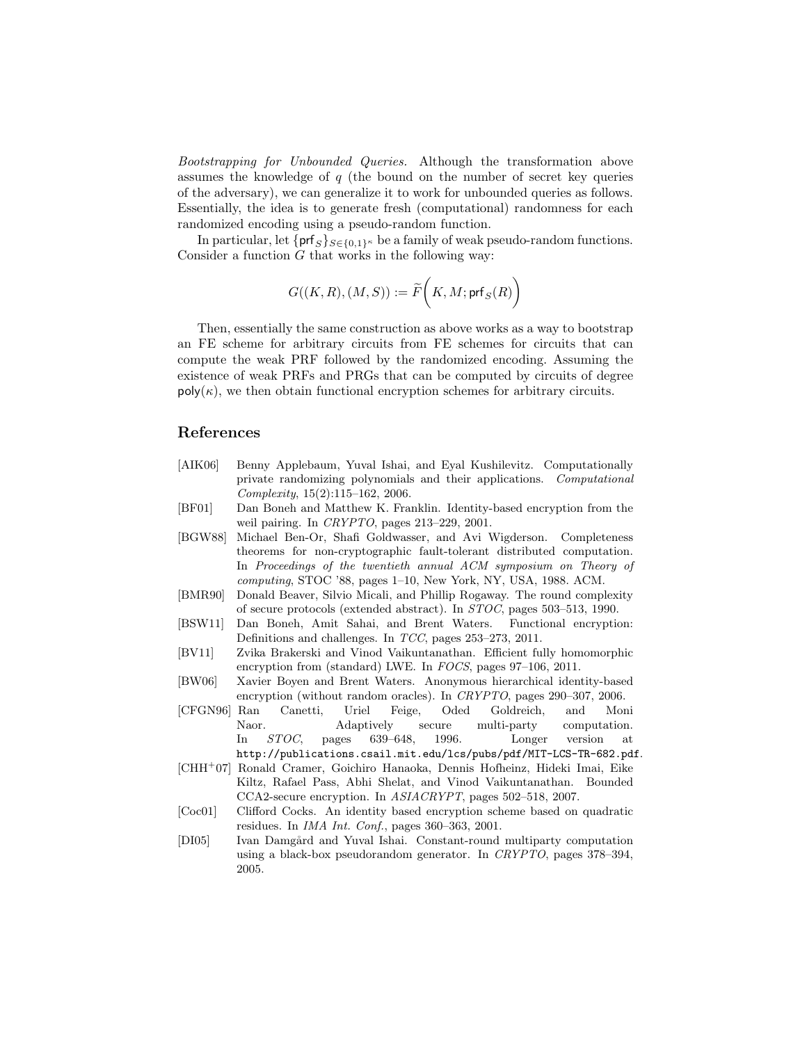*Bootstrapping for Unbounded Queries.* Although the transformation above assumes the knowledge of $q$ (the bound on the number of secret key queries of the adversary), we can generalize it to work for unbounded queries as follows. Essentially, the idea is to generate fresh (computational) randomness for each randomized encoding using a pseudo-random function.

In particular, let $\{\mathsf{prf}_S\}_{S \in \{0,1\}^\kappa}$ be a family of weak pseudo-random functions. Consider a function $G$ that works in the following way:

$$G((K, R), (M, S)) := \widetilde{F}\bigg(K, M; \mathsf{prf}_S(R)\bigg)$$

Then, essentially the same construction as above works as a way to bootstrap an FE scheme for arbitrary circuits from FE schemes for circuits that can compute the weak PRF followed by the randomized encoding. Assuming the existence of weak PRFs and PRGs that can be computed by circuits of degree $\mathsf{poly}(\kappa)$, we then obtain functional encryption schemes for arbitrary circuits.

## References

[AIK06] Benny Applebaum, Yuval Ishai, and Eyal Kushilevitz. Computationally private randomizing polynomials and their applications. *Computational Complexity*, 15(2):115–162, 2006.

[BF01] Dan Boneh and Matthew K. Franklin. Identity-based encryption from the weil pairing. In *CRYPTO*, pages 213–229, 2001.

[BGW88] Michael Ben-Or, Shafi Goldwasser, and Avi Wigderson. Completeness theorems for non-cryptographic fault-tolerant distributed computation. In *Proceedings of the twentieth annual ACM symposium on Theory of computing*, STOC '88, pages 1–10, New York, NY, USA, 1988. ACM.

[BMR90] Donald Beaver, Silvio Micali, and Phillip Rogaway. The round complexity of secure protocols (extended abstract). In *STOC*, pages 503–513, 1990.

[BSW11] Dan Boneh, Amit Sahai, and Brent Waters. Functional encryption: Definitions and challenges. In *TCC*, pages 253–273, 2011.

[BV11] Zvika Brakerski and Vinod Vaikuntanathan. Efficient fully homomorphic encryption from (standard) LWE. In *FOCS*, pages 97–106, 2011.

[BW06] Xavier Boyen and Brent Waters. Anonymous hierarchical identity-based encryption (without random oracles). In *CRYPTO*, pages 290–307, 2006.

[CFGN96] Ran Canetti, Uriel Feige, Oded Goldreich, and Moni Naor. Adaptively secure multi-party computation. In *STOC*, pages 639–648, 1996. Longer version at `http://publications.csail.mit.edu/lcs/pubs/pdf/MIT-LCS-TR-682.pdf`.

[CHH+07] Ronald Cramer, Goichiro Hanaoka, Dennis Hofheinz, Hideki Imai, Eike Kiltz, Rafael Pass, Abhi Shelat, and Vinod Vaikuntanathan. Bounded CCA2-secure encryption. In *ASIACRYPT*, pages 502–518, 2007.

[Coc01] Clifford Cocks. An identity based encryption scheme based on quadratic residues. In *IMA Int. Conf.*, pages 360–363, 2001.

[DI05] Ivan Damgård and Yuval Ishai. Constant-round multiparty computation using a black-box pseudorandom generator. In *CRYPTO*, pages 378–394, 2005.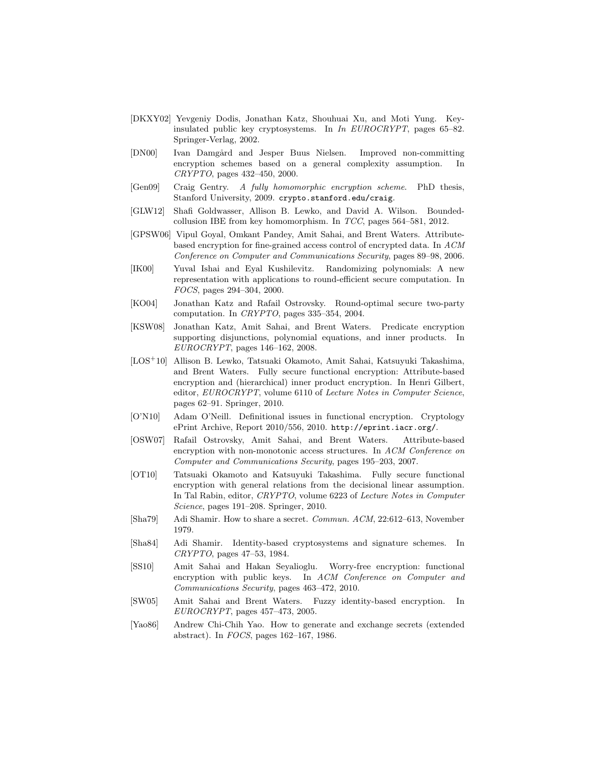[DKXY02] Yevgeniy Dodis, Jonathan Katz, Shouhuai Xu, and Moti Yung. Key-insulated public key cryptosystems. In *In EUROCRYPT*, pages 65–82. Springer-Verlag, 2002.

[DN00] Ivan Damgård and Jesper Buus Nielsen. Improved non-committing encryption schemes based on a general complexity assumption. In *CRYPTO*, pages 432–450, 2000.

[Gen09] Craig Gentry. *A fully homomorphic encryption scheme*. PhD thesis, Stanford University, 2009. `crypto.stanford.edu/craig`.

[GLW12] Shafi Goldwasser, Allison B. Lewko, and David A. Wilson. Bounded-collusion IBE from key homomorphism. In *TCC*, pages 564–581, 2012.

[GPSW06] Vipul Goyal, Omkant Pandey, Amit Sahai, and Brent Waters. Attribute-based encryption for fine-grained access control of encrypted data. In *ACM Conference on Computer and Communications Security*, pages 89–98, 2006.

[IK00] Yuval Ishai and Eyal Kushilevitz. Randomizing polynomials: A new representation with applications to round-efficient secure computation. In *FOCS*, pages 294–304, 2000.

[KO04] Jonathan Katz and Rafail Ostrovsky. Round-optimal secure two-party computation. In *CRYPTO*, pages 335–354, 2004.

[KSW08] Jonathan Katz, Amit Sahai, and Brent Waters. Predicate encryption supporting disjunctions, polynomial equations, and inner products. In *EUROCRYPT*, pages 146–162, 2008.

[LOS+10] Allison B. Lewko, Tatsuaki Okamoto, Amit Sahai, Katsuyuki Takashima, and Brent Waters. Fully secure functional encryption: Attribute-based encryption and (hierarchical) inner product encryption. In Henri Gilbert, editor, *EUROCRYPT*, volume 6110 of *Lecture Notes in Computer Science*, pages 62–91. Springer, 2010.

[O'N10] Adam O'Neill. Definitional issues in functional encryption. Cryptology ePrint Archive, Report 2010/556, 2010. `http://eprint.iacr.org/`.

[OSW07] Rafail Ostrovsky, Amit Sahai, and Brent Waters. Attribute-based encryption with non-monotonic access structures. In *ACM Conference on Computer and Communications Security*, pages 195–203, 2007.

[OT10] Tatsuaki Okamoto and Katsuyuki Takashima. Fully secure functional encryption with general relations from the decisional linear assumption. In Tal Rabin, editor, *CRYPTO*, volume 6223 of *Lecture Notes in Computer Science*, pages 191–208. Springer, 2010.

[Sha79] Adi Shamir. How to share a secret. *Commun. ACM*, 22:612–613, November 1979.

[Sha84] Adi Shamir. Identity-based cryptosystems and signature schemes. In *CRYPTO*, pages 47–53, 1984.

[SS10] Amit Sahai and Hakan Seyalioglu. Worry-free encryption: functional encryption with public keys. In *ACM Conference on Computer and Communications Security*, pages 463–472, 2010.

[SW05] Amit Sahai and Brent Waters. Fuzzy identity-based encryption. In *EUROCRYPT*, pages 457–473, 2005.

[Yao86] Andrew Chi-Chih Yao. How to generate and exchange secrets (extended abstract). In *FOCS*, pages 162–167, 1986.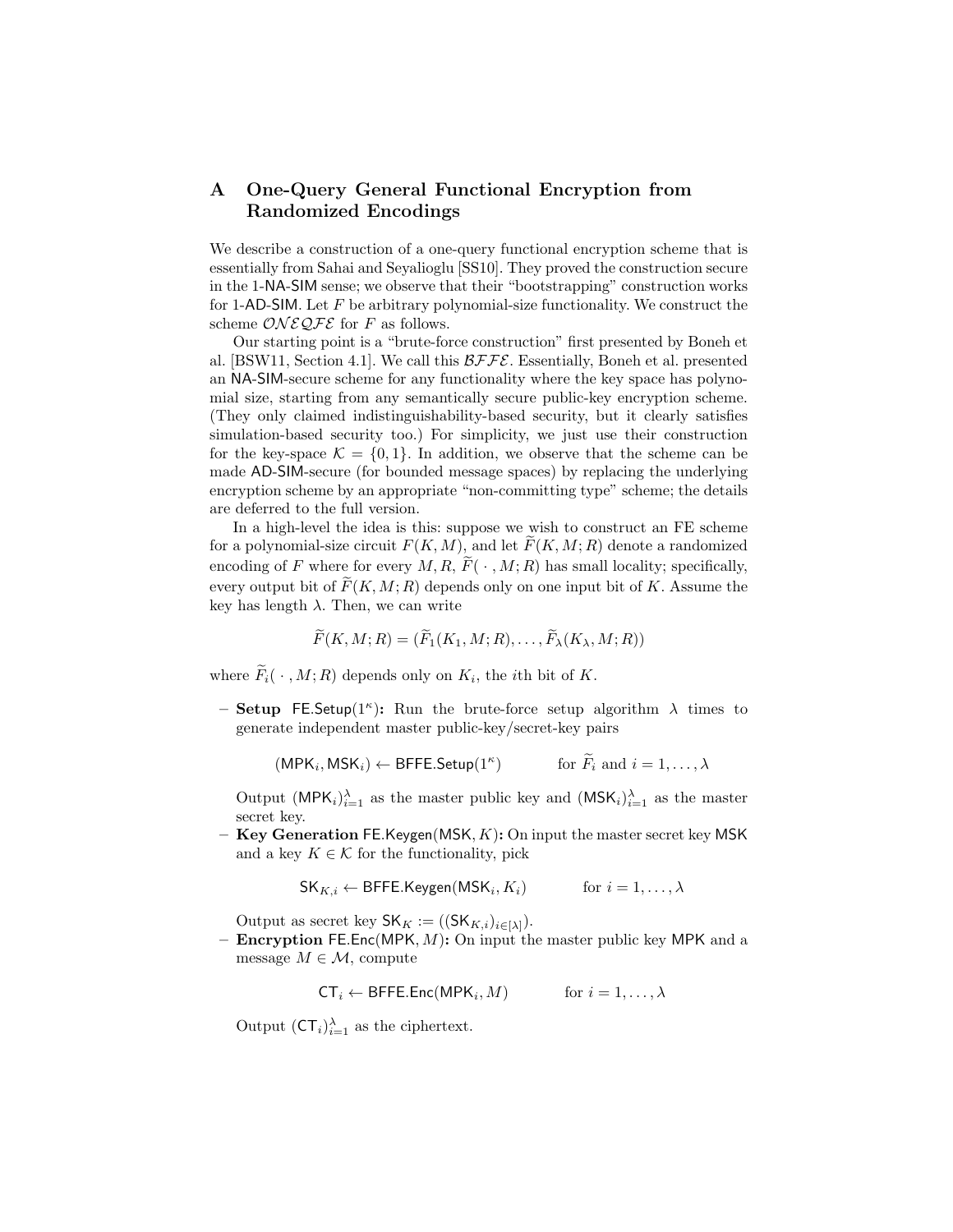# A One-Query General Functional Encryption from Randomized Encodings

We describe a construction of a one-query functional encryption scheme that is essentially from Sahai and Seyalioglu [SS10]. They proved the construction secure in the 1-NA-SIM sense; we observe that their "bootstrapping" construction works for 1-AD-SIM. Let $F$ be arbitrary polynomial-size functionality. We construct the scheme $\mathcal{ONEQFE}$ for $F$ as follows.

Our starting point is a "brute-force construction" first presented by Boneh et al. [BSW11, Section 4.1]. We call this $\mathcal{BFFE}$. Essentially, Boneh et al. presented an NA-SIM-secure scheme for any functionality where the key space has polynomial size, starting from any semantically secure public-key encryption scheme. (They only claimed indistinguishability-based security, but it clearly satisfies simulation-based security too.) For simplicity, we just use their construction for the key-space $\mathcal{K} = \{0, 1\}$. In addition, we observe that the scheme can be made AD-SIM-secure (for bounded message spaces) by replacing the underlying encryption scheme by an appropriate "non-committing type" scheme; the details are deferred to the full version.

In a high-level the idea is this: suppose we wish to construct an FE scheme for a polynomial-size circuit $F(K, M)$, and let $\widetilde{F}(K, M; R)$ denote a randomized encoding of $F$ where for every $M, R$, $\widetilde{F}(\,\cdot\,, M; R)$ has small locality; specifically, every output bit of $\widetilde{F}(K, M; R)$ depends only on one input bit of $K$. Assume the key has length $\lambda$. Then, we can write

$$\widetilde{F}(K, M; R) = (\widetilde{F}_1(K_1, M; R), \ldots, \widetilde{F}_\lambda(K_\lambda, M; R))$$

where $\widetilde{F}_i(\,\cdot\,, M; R)$ depends only on $K_i$, the $i$th bit of $K$.

- **Setup** $\mathsf{FE.Setup}(1^\kappa)$**:** Run the brute-force setup algorithm $\lambda$ times to generate independent master public-key/secret-key pairs

$$(\mathsf{MPK}_i, \mathsf{MSK}_i) \leftarrow \mathsf{BFFE.Setup}(1^\kappa) \qquad \text{for } \widetilde{F}_i \text{ and } i = 1, \ldots, \lambda$$

  Output $(\mathsf{MPK}_i)_{i=1}^\lambda$ as the master public key and $(\mathsf{MSK}_i)_{i=1}^\lambda$ as the master secret key.

- **Key Generation** $\mathsf{FE.Keygen}(\mathsf{MSK}, K)$**:** On input the master secret key $\mathsf{MSK}$ and a key $K \in \mathcal{K}$ for the functionality, pick

$$\mathsf{SK}_{K,i} \leftarrow \mathsf{BFFE.Keygen}(\mathsf{MSK}_i, K_i) \qquad \text{for } i = 1, \ldots, \lambda$$

  Output as secret key $\mathsf{SK}_K := ((\mathsf{SK}_{K,i})_{i \in [\lambda]})$.

- **Encryption** $\mathsf{FE.Enc}(\mathsf{MPK}, M)$**:** On input the master public key $\mathsf{MPK}$ and a message $M \in \mathcal{M}$, compute

$$\mathsf{CT}_i \leftarrow \mathsf{BFFE.Enc}(\mathsf{MPK}_i, M) \qquad \text{for } i = 1, \ldots, \lambda$$

  Output $(\mathsf{CT}_i)_{i=1}^\lambda$ as the ciphertext.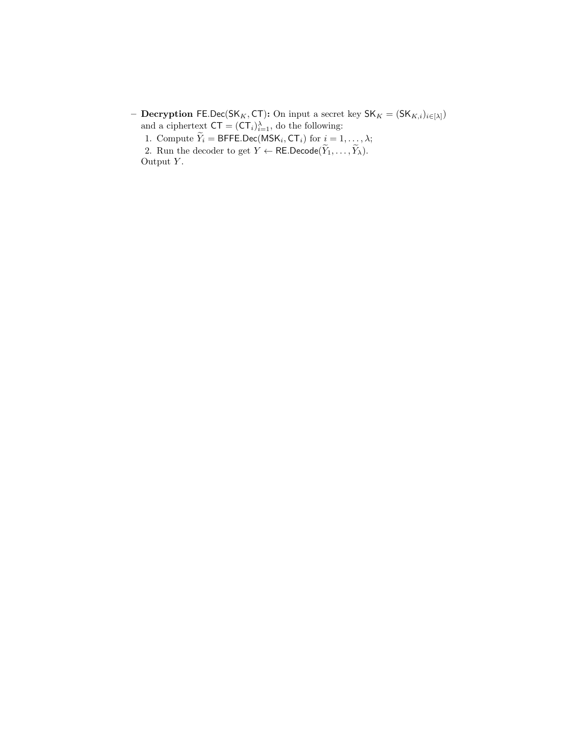– **Decryption** $\mathsf{FE.Dec}(\mathsf{SK}_K, \mathsf{CT})$**:** On input a secret key $\mathsf{SK}_K = (\mathsf{SK}_{K,i})_{i\in[\lambda]})$ and a ciphertext $\mathsf{CT} = (\mathsf{CT}_i)_{i=1}^{\lambda}$, do the following:

1. Compute $\widetilde{Y}_i = \mathsf{BFFE.Dec}(\mathsf{MSK}_i, \mathsf{CT}_i)$ for $i = 1, \ldots, \lambda$;
2. Run the decoder to get $Y \leftarrow \mathsf{RE.Decode}(\widetilde{Y}_1, \ldots, \widetilde{Y}_\lambda)$.

Output $Y$.